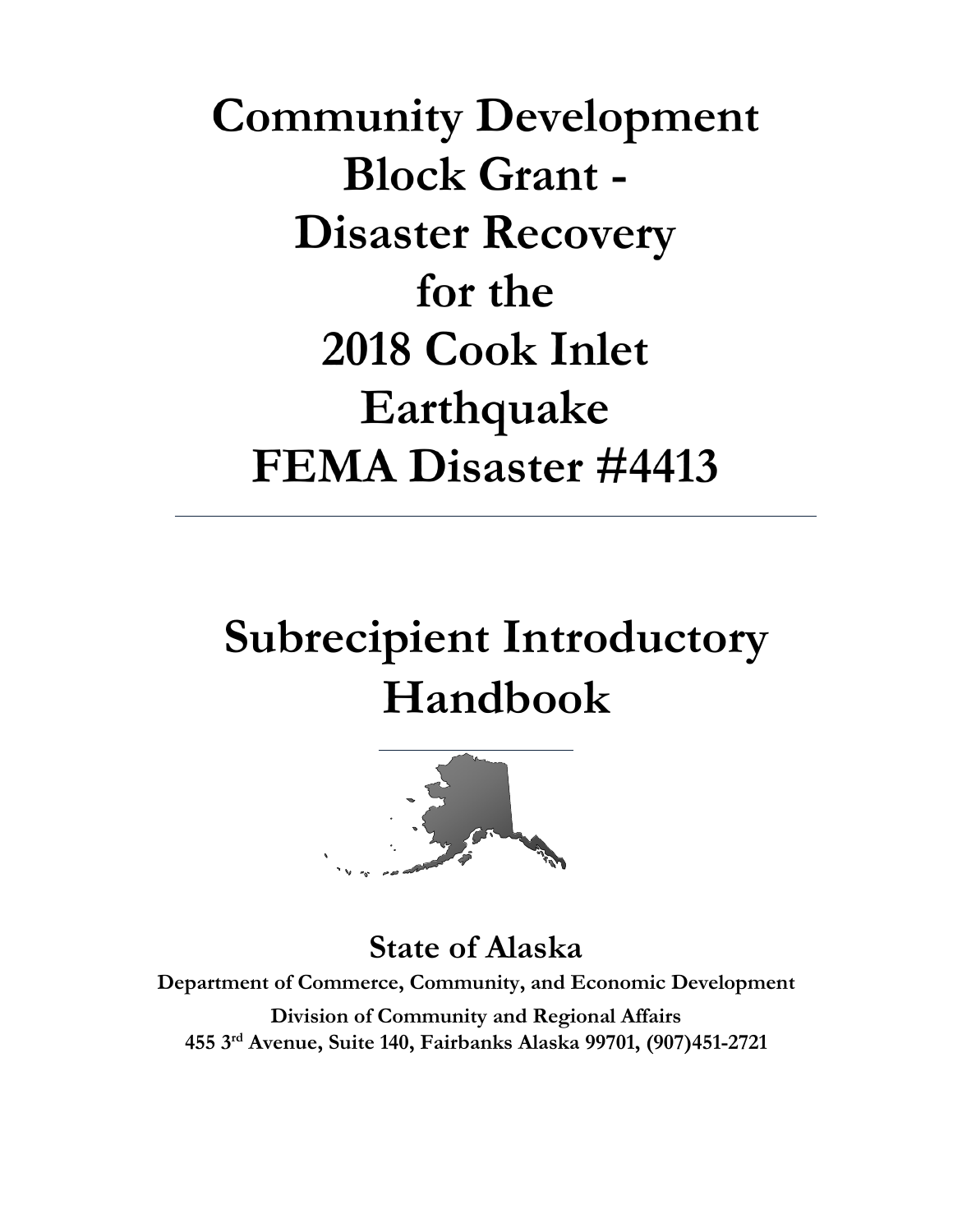# Community Development Block Grant - Disaster Recovery for the 2018 Cook Inlet Earthquake FEMA Disaster #4413

---

# Subrecipient Introductory Handbook

## State of Alaska

**Department of Commerce, Community, and Economic Development**

**Division of Community and Regional Affairs**

**455 3rd Avenue, Suite 140, Fairbanks Alaska 99701, (907)451-2721**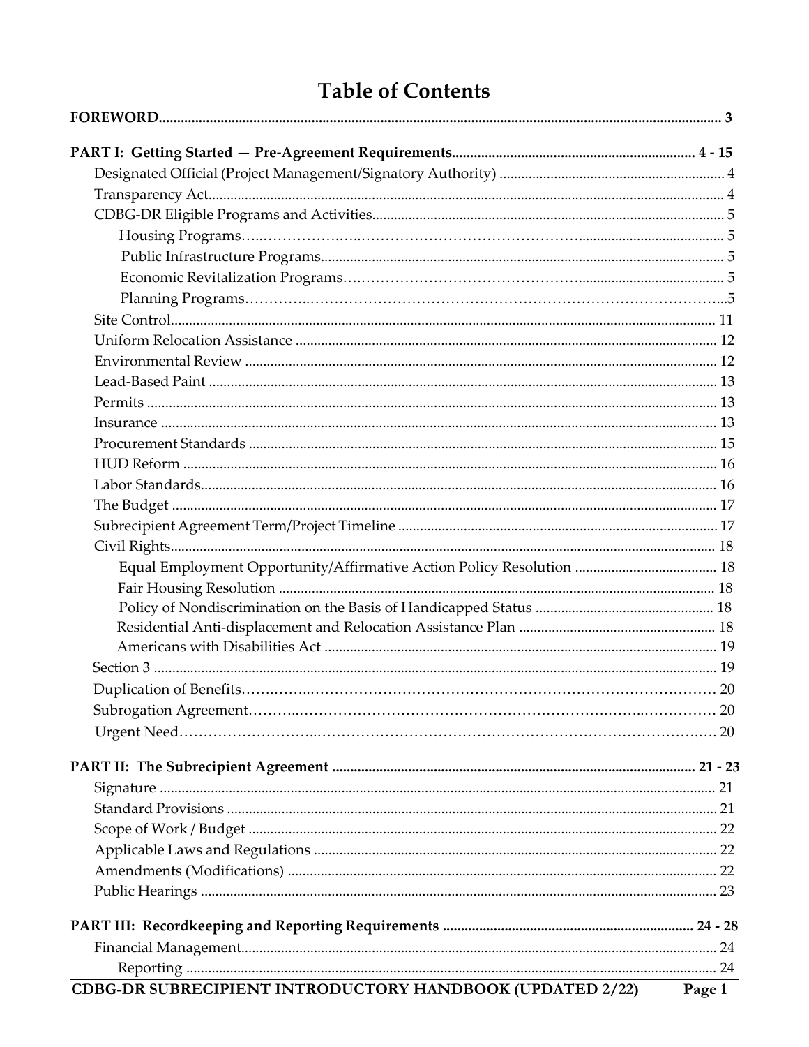# Table of Contents

**FOREWORD** ..... 3

**PART I: Getting Started — Pre-Agreement Requirements** ..... 4 - 15

- Designated Official (Project Management/Signatory Authority) ..... 4
- Transparency Act ..... 4
- CDBG-DR Eligible Programs and Activities ..... 5
  - Housing Programs ..... 5
  - Public Infrastructure Programs ..... 5
  - Economic Revitalization Programs ..... 5
  - Planning Programs ..... 5
- Site Control ..... 11
- Uniform Relocation Assistance ..... 12
- Environmental Review ..... 12
- Lead-Based Paint ..... 13
- Permits ..... 13
- Insurance ..... 13
- Procurement Standards ..... 15
- HUD Reform ..... 16
- Labor Standards ..... 16
- The Budget ..... 17
- Subrecipient Agreement Term/Project Timeline ..... 17
- Civil Rights ..... 18
  - Equal Employment Opportunity/Affirmative Action Policy Resolution ..... 18
  - Fair Housing Resolution ..... 18
  - Policy of Nondiscrimination on the Basis of Handicapped Status ..... 18
  - Residential Anti-displacement and Relocation Assistance Plan ..... 18
  - Americans with Disabilities Act ..... 19
- Section 3 ..... 19
- Duplication of Benefits ..... 20
- Subrogation Agreement ..... 20
- Urgent Need ..... 20

**PART II: The Subrecipient Agreement** ..... 21 - 23

- Signature ..... 21
- Standard Provisions ..... 21
- Scope of Work / Budget ..... 22
- Applicable Laws and Regulations ..... 22
- Amendments (Modifications) ..... 22
- Public Hearings ..... 23

**PART III: Recordkeeping and Reporting Requirements** ..... 24 - 28

- Financial Management ..... 24
  - Reporting ..... 24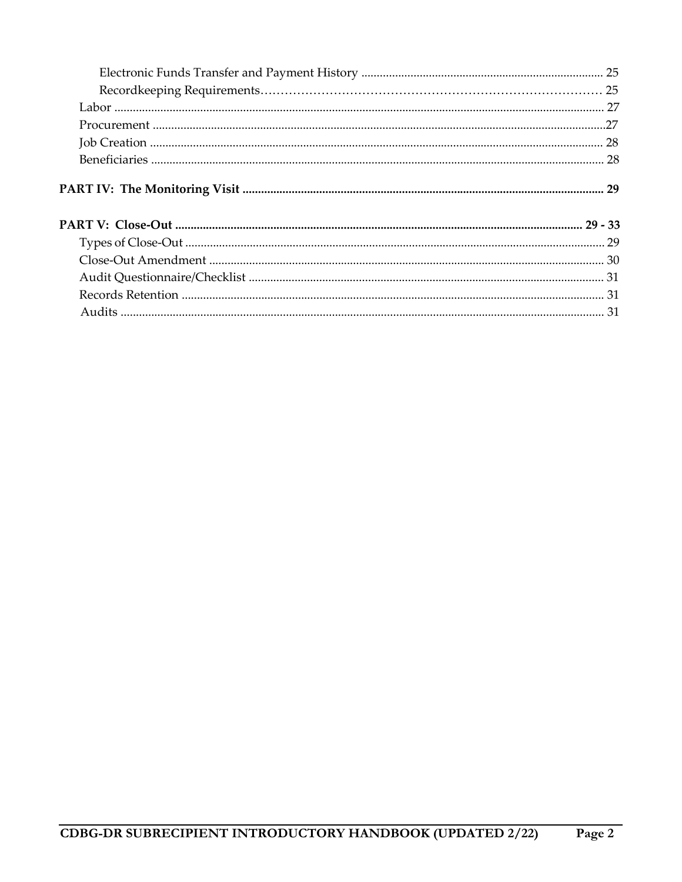Electronic Funds Transfer and Payment History ............................................................................ 25

Recordkeeping Requirements.......................................................................................... 25

Labor ............................................................................................................................................ 27

Procurement ..................................................................................................................................27

Job Creation .................................................................................................................................. 28

Beneficiaries .................................................................................................................................. 28

**PART IV: The Monitoring Visit ..................................................................................................... 29**

**PART V: Close-Out .............................................................................................................. 29 - 33**

Types of Close-Out ........................................................................................................................ 29

Close-Out Amendment ................................................................................................................ 30

Audit Questionnaire/Checklist ................................................................................................... 31

Records Retention ........................................................................................................................ 31

Audits ............................................................................................................................................ 31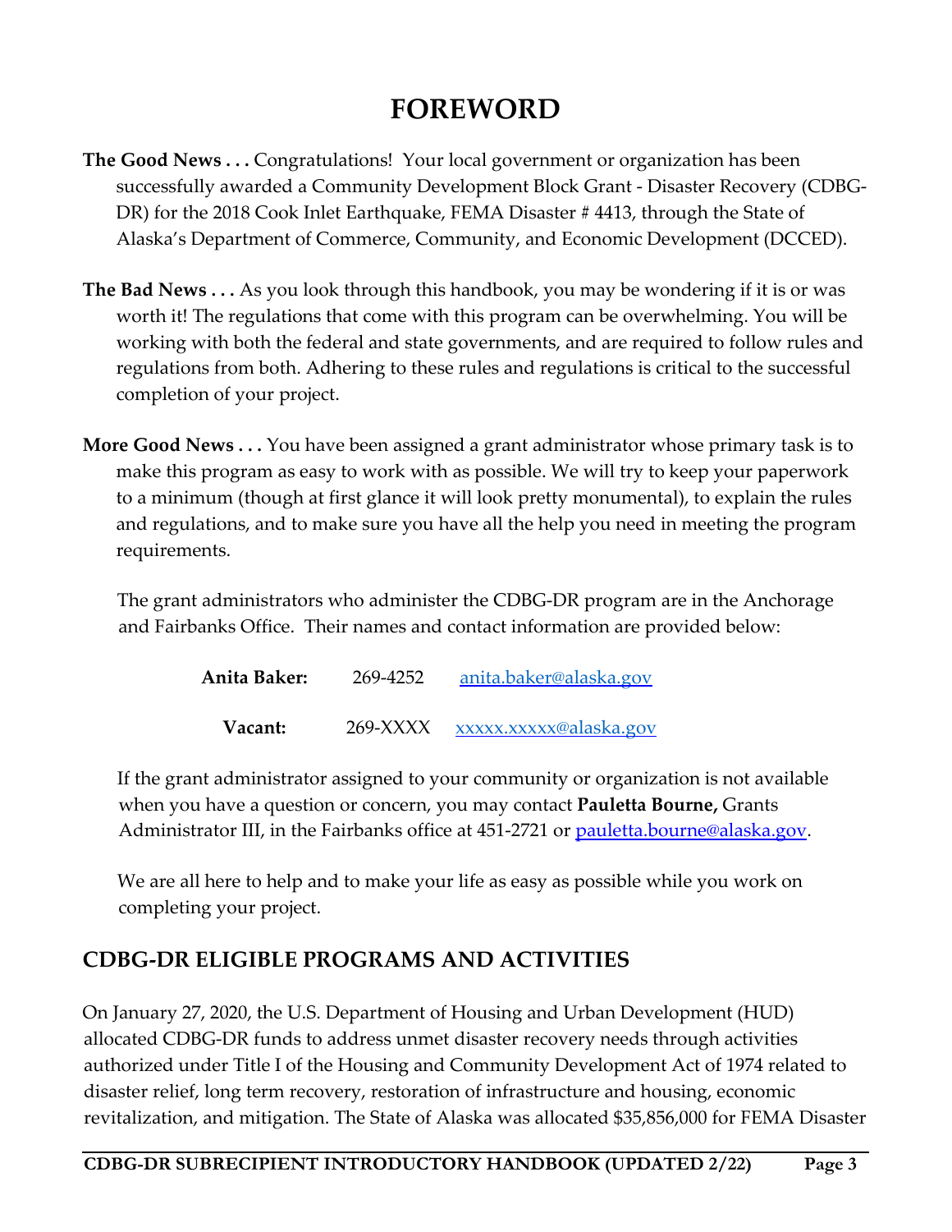# FOREWORD

**The Good News . . .** Congratulations! Your local government or organization has been successfully awarded a Community Development Block Grant - Disaster Recovery (CDBG-DR) for the 2018 Cook Inlet Earthquake, FEMA Disaster # 4413, through the State of Alaska's Department of Commerce, Community, and Economic Development (DCCED).

**The Bad News . . .** As you look through this handbook, you may be wondering if it is or was worth it! The regulations that come with this program can be overwhelming. You will be working with both the federal and state governments, and are required to follow rules and regulations from both. Adhering to these rules and regulations is critical to the successful completion of your project.

**More Good News . . .** You have been assigned a grant administrator whose primary task is to make this program as easy to work with as possible. We will try to keep your paperwork to a minimum (though at first glance it will look pretty monumental), to explain the rules and regulations, and to make sure you have all the help you need in meeting the program requirements.

The grant administrators who administer the CDBG-DR program are in the Anchorage and Fairbanks Office. Their names and contact information are provided below:

| | | |
|---|---|---|
| **Anita Baker:** | 269-4252 | anita.baker@alaska.gov |
| **Vacant:** | 269-XXXX | xxxxx.xxxxx@alaska.gov |

If the grant administrator assigned to your community or organization is not available when you have a question or concern, you may contact **Pauletta Bourne,** Grants Administrator III, in the Fairbanks office at 451-2721 or pauletta.bourne@alaska.gov.

We are all here to help and to make your life as easy as possible while you work on completing your project.

## CDBG-DR ELIGIBLE PROGRAMS AND ACTIVITIES

On January 27, 2020, the U.S. Department of Housing and Urban Development (HUD) allocated CDBG-DR funds to address unmet disaster recovery needs through activities authorized under Title I of the Housing and Community Development Act of 1974 related to disaster relief, long term recovery, restoration of infrastructure and housing, economic revitalization, and mitigation. The State of Alaska was allocated $35,856,000 for FEMA Disaster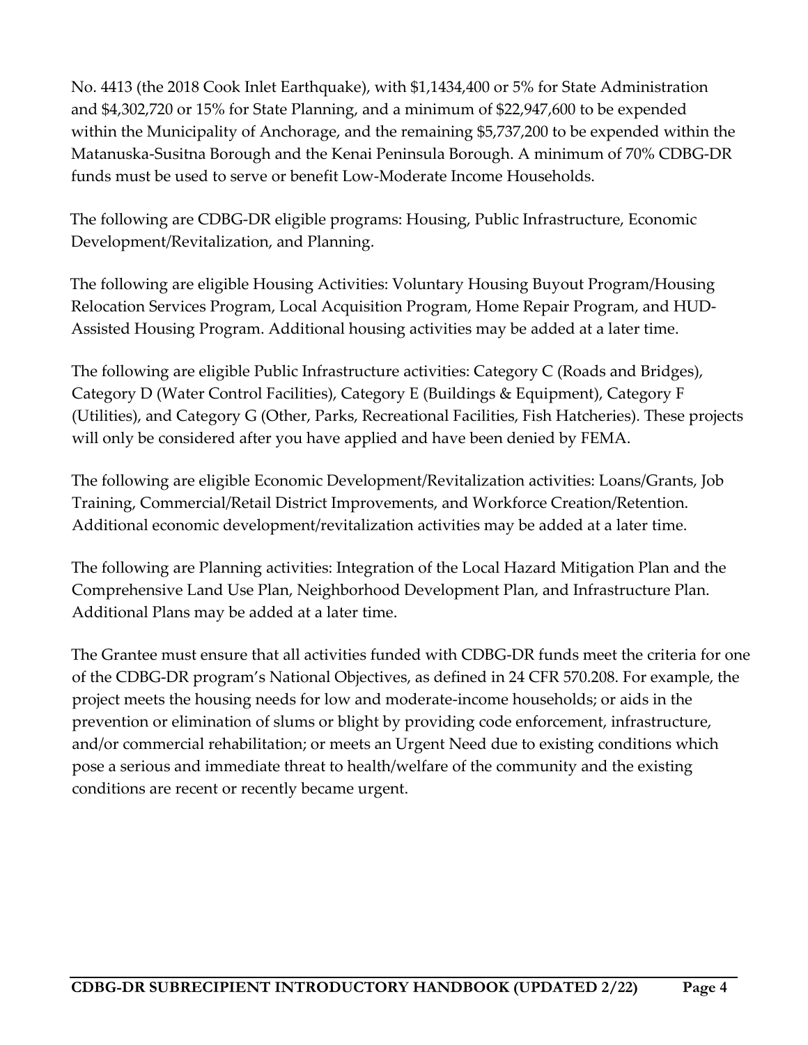No. 4413 (the 2018 Cook Inlet Earthquake), with $1,1434,400 or 5% for State Administration and $4,302,720 or 15% for State Planning, and a minimum of $22,947,600 to be expended within the Municipality of Anchorage, and the remaining $5,737,200 to be expended within the Matanuska-Susitna Borough and the Kenai Peninsula Borough. A minimum of 70% CDBG-DR funds must be used to serve or benefit Low-Moderate Income Households.

The following are CDBG-DR eligible programs: Housing, Public Infrastructure, Economic Development/Revitalization, and Planning.

The following are eligible Housing Activities: Voluntary Housing Buyout Program/Housing Relocation Services Program, Local Acquisition Program, Home Repair Program, and HUD-Assisted Housing Program. Additional housing activities may be added at a later time.

The following are eligible Public Infrastructure activities: Category C (Roads and Bridges), Category D (Water Control Facilities), Category E (Buildings & Equipment), Category F (Utilities), and Category G (Other, Parks, Recreational Facilities, Fish Hatcheries). These projects will only be considered after you have applied and have been denied by FEMA.

The following are eligible Economic Development/Revitalization activities: Loans/Grants, Job Training, Commercial/Retail District Improvements, and Workforce Creation/Retention. Additional economic development/revitalization activities may be added at a later time.

The following are Planning activities: Integration of the Local Hazard Mitigation Plan and the Comprehensive Land Use Plan, Neighborhood Development Plan, and Infrastructure Plan. Additional Plans may be added at a later time.

The Grantee must ensure that all activities funded with CDBG-DR funds meet the criteria for one of the CDBG-DR program's National Objectives, as defined in 24 CFR 570.208. For example, the project meets the housing needs for low and moderate-income households; or aids in the prevention or elimination of slums or blight by providing code enforcement, infrastructure, and/or commercial rehabilitation; or meets an Urgent Need due to existing conditions which pose a serious and immediate threat to health/welfare of the community and the existing conditions are recent or recently became urgent.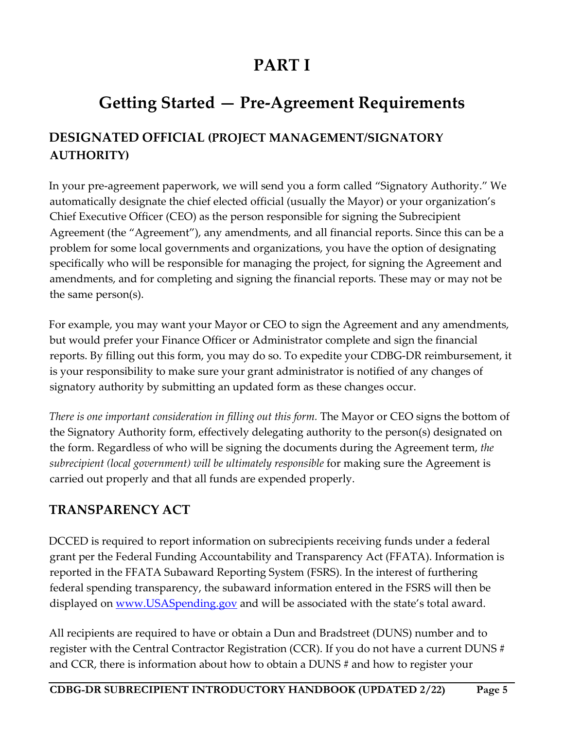# PART I

# Getting Started — Pre-Agreement Requirements

## DESIGNATED OFFICIAL (PROJECT MANAGEMENT/SIGNATORY AUTHORITY)

In your pre-agreement paperwork, we will send you a form called "Signatory Authority." We automatically designate the chief elected official (usually the Mayor) or your organization's Chief Executive Officer (CEO) as the person responsible for signing the Subrecipient Agreement (the "Agreement"), any amendments, and all financial reports. Since this can be a problem for some local governments and organizations, you have the option of designating specifically who will be responsible for managing the project, for signing the Agreement and amendments, and for completing and signing the financial reports. These may or may not be the same person(s).

For example, you may want your Mayor or CEO to sign the Agreement and any amendments, but would prefer your Finance Officer or Administrator complete and sign the financial reports. By filling out this form, you may do so. To expedite your CDBG-DR reimbursement, it is your responsibility to make sure your grant administrator is notified of any changes of signatory authority by submitting an updated form as these changes occur.

*There is one important consideration in filling out this form.* The Mayor or CEO signs the bottom of the Signatory Authority form, effectively delegating authority to the person(s) designated on the form. Regardless of who will be signing the documents during the Agreement term, *the subrecipient (local government) will be ultimately responsible* for making sure the Agreement is carried out properly and that all funds are expended properly.

## TRANSPARENCY ACT

DCCED is required to report information on subrecipients receiving funds under a federal grant per the Federal Funding Accountability and Transparency Act (FFATA). Information is reported in the FFATA Subaward Reporting System (FSRS). In the interest of furthering federal spending transparency, the subaward information entered in the FSRS will then be displayed on [www.USASpending.gov](http://www.USASpending.gov) and will be associated with the state's total award.

All recipients are required to have or obtain a Dun and Bradstreet (DUNS) number and to register with the Central Contractor Registration (CCR). If you do not have a current DUNS # and CCR, there is information about how to obtain a DUNS # and how to register your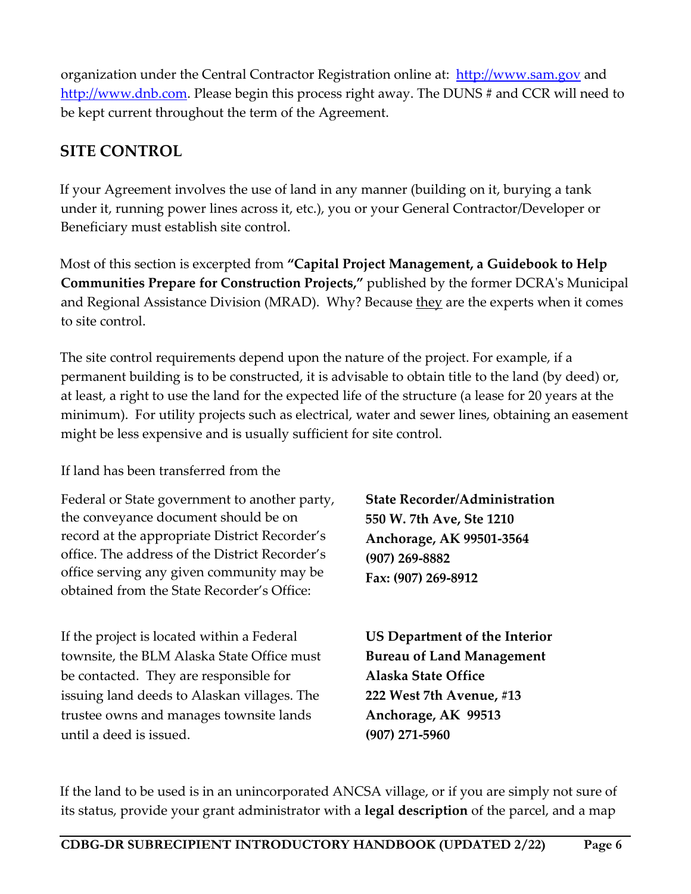organization under the Central Contractor Registration online at: [http://www.sam.gov](http://www.sam.gov) and [http://www.dnb.com](http://www.dnb.com). Please begin this process right away. The DUNS # and CCR will need to be kept current throughout the term of the Agreement.

## SITE CONTROL

If your Agreement involves the use of land in any manner (building on it, burying a tank under it, running power lines across it, etc.), you or your General Contractor/Developer or Beneficiary must establish site control.

Most of this section is excerpted from **"Capital Project Management, a Guidebook to Help Communities Prepare for Construction Projects,"** published by the former DCRA's Municipal and Regional Assistance Division (MRAD). Why? Because <u>they</u> are the experts when it comes to site control.

The site control requirements depend upon the nature of the project. For example, if a permanent building is to be constructed, it is advisable to obtain title to the land (by deed) or, at least, a right to use the land for the expected life of the structure (a lease for 20 years at the minimum). For utility projects such as electrical, water and sewer lines, obtaining an easement might be less expensive and is usually sufficient for site control.

If land has been transferred from the Federal or State government to another party, the conveyance document should be on record at the appropriate District Recorder's office. The address of the District Recorder's office serving any given community may be obtained from the State Recorder's Office:

**State Recorder/Administration**
**550 W. 7th Ave, Ste 1210**
**Anchorage, AK 99501-3564**
**(907) 269-8882**
**Fax: (907) 269-8912**

If the project is located within a Federal townsite, the BLM Alaska State Office must be contacted. They are responsible for issuing land deeds to Alaskan villages. The trustee owns and manages townsite lands until a deed is issued.

**US Department of the Interior**
**Bureau of Land Management**
**Alaska State Office**
**222 West 7th Avenue, #13**
**Anchorage, AK 99513**
**(907) 271-5960**

If the land to be used is in an unincorporated ANCSA village, or if you are simply not sure of its status, provide your grant administrator with a **legal description** of the parcel, and a map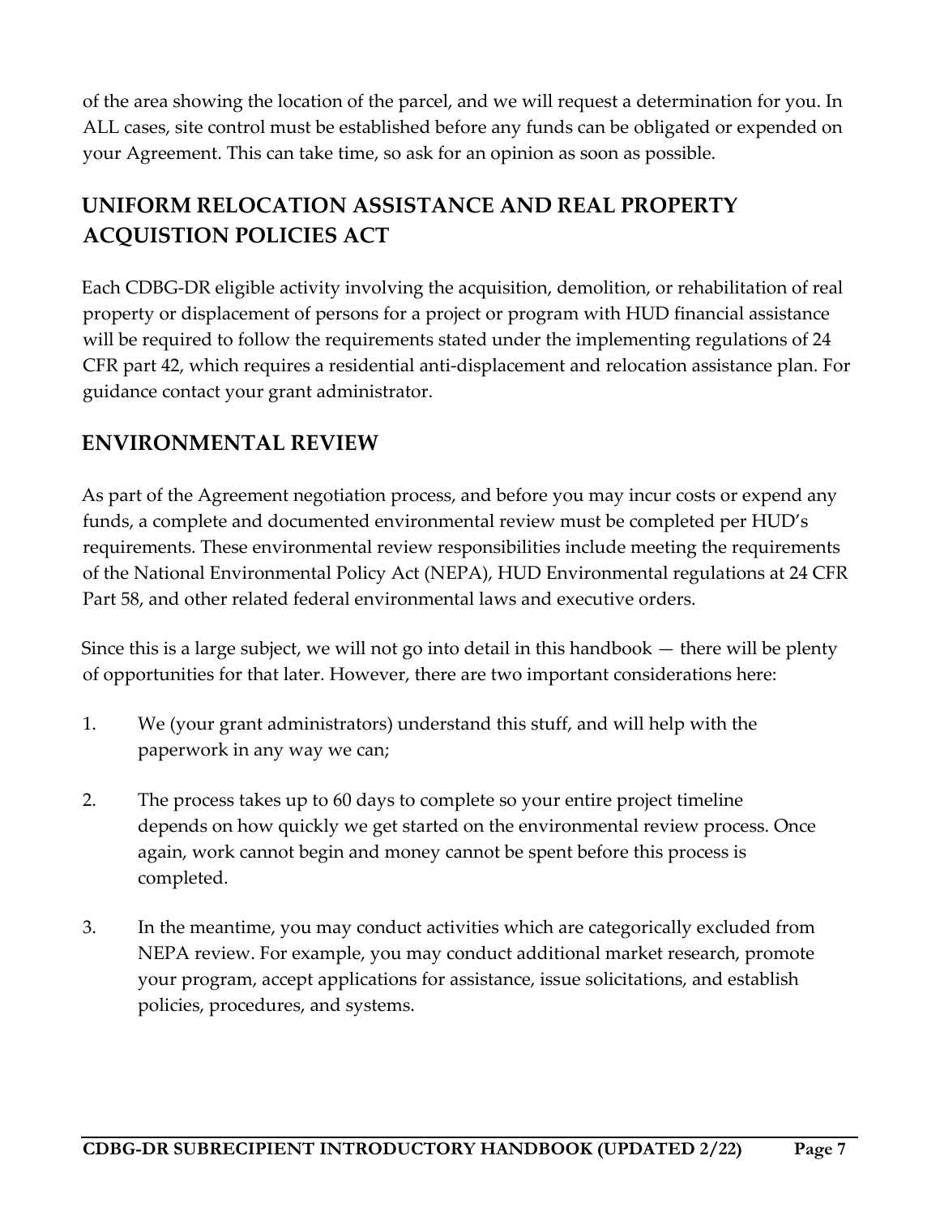of the area showing the location of the parcel, and we will request a determination for you. In ALL cases, site control must be established before any funds can be obligated or expended on your Agreement. This can take time, so ask for an opinion as soon as possible.

## UNIFORM RELOCATION ASSISTANCE AND REAL PROPERTY ACQUISTION POLICIES ACT

Each CDBG-DR eligible activity involving the acquisition, demolition, or rehabilitation of real property or displacement of persons for a project or program with HUD financial assistance will be required to follow the requirements stated under the implementing regulations of 24 CFR part 42, which requires a residential anti-displacement and relocation assistance plan. For guidance contact your grant administrator.

## ENVIRONMENTAL REVIEW

As part of the Agreement negotiation process, and before you may incur costs or expend any funds, a complete and documented environmental review must be completed per HUD's requirements. These environmental review responsibilities include meeting the requirements of the National Environmental Policy Act (NEPA), HUD Environmental regulations at 24 CFR Part 58, and other related federal environmental laws and executive orders.

Since this is a large subject, we will not go into detail in this handbook — there will be plenty of opportunities for that later. However, there are two important considerations here:

1. We (your grant administrators) understand this stuff, and will help with the paperwork in any way we can;
2. The process takes up to 60 days to complete so your entire project timeline depends on how quickly we get started on the environmental review process. Once again, work cannot begin and money cannot be spent before this process is completed.
3. In the meantime, you may conduct activities which are categorically excluded from NEPA review. For example, you may conduct additional market research, promote your program, accept applications for assistance, issue solicitations, and establish policies, procedures, and systems.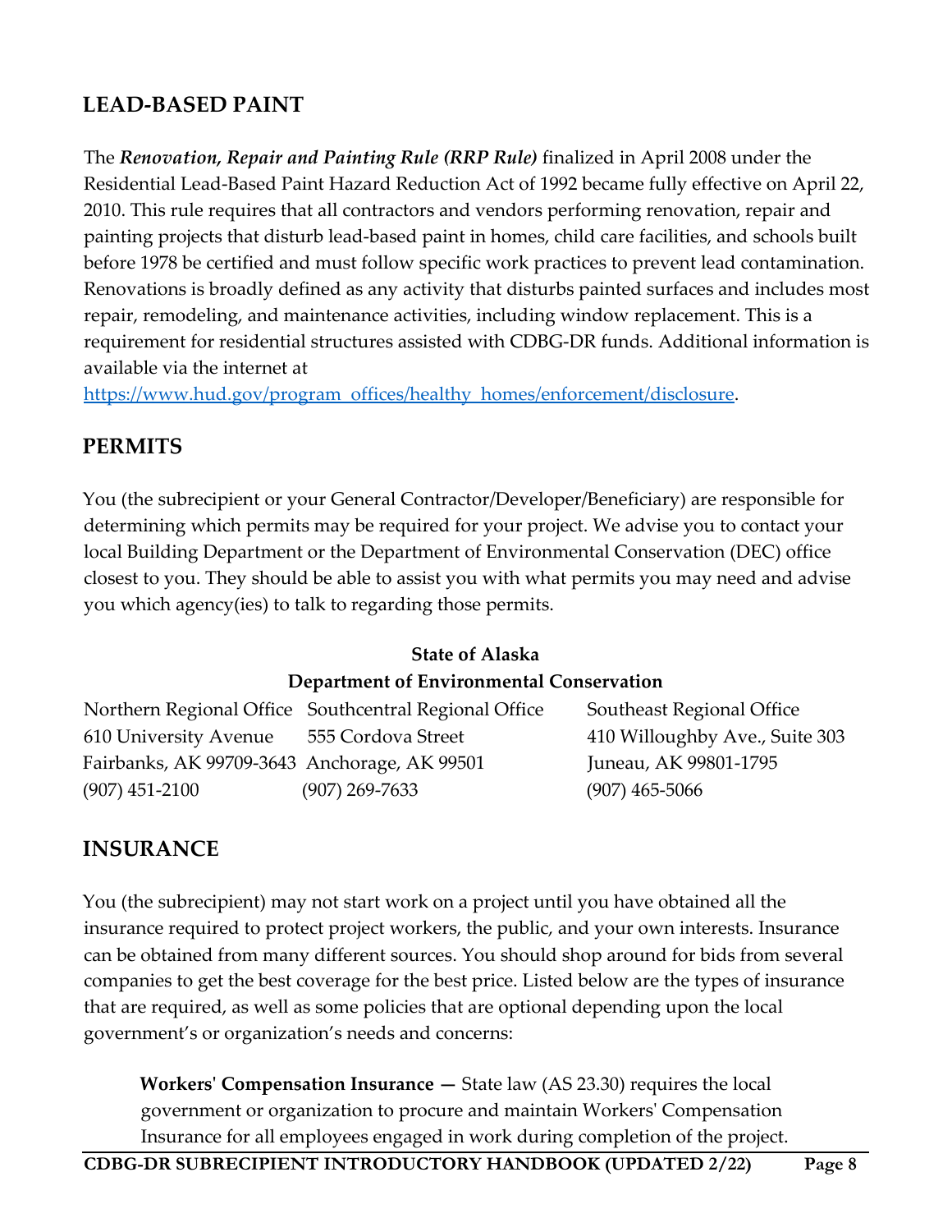## LEAD-BASED PAINT

The ***Renovation, Repair and Painting Rule (RRP Rule)*** finalized in April 2008 under the Residential Lead-Based Paint Hazard Reduction Act of 1992 became fully effective on April 22, 2010. This rule requires that all contractors and vendors performing renovation, repair and painting projects that disturb lead-based paint in homes, child care facilities, and schools built before 1978 be certified and must follow specific work practices to prevent lead contamination. Renovations is broadly defined as any activity that disturbs painted surfaces and includes most repair, remodeling, and maintenance activities, including window replacement. This is a requirement for residential structures assisted with CDBG-DR funds. Additional information is available via the internet at
https://www.hud.gov/program_offices/healthy_homes/enforcement/disclosure.

## PERMITS

You (the subrecipient or your General Contractor/Developer/Beneficiary) are responsible for determining which permits may be required for your project. We advise you to contact your local Building Department or the Department of Environmental Conservation (DEC) office closest to you. They should be able to assist you with what permits you may need and advise you which agency(ies) to talk to regarding those permits.

**State of Alaska**
**Department of Environmental Conservation**

| Northern Regional Office | Southcentral Regional Office | Southeast Regional Office |
|---|---|---|
| 610 University Avenue | 555 Cordova Street | 410 Willoughby Ave., Suite 303 |
| Fairbanks, AK 99709-3643 | Anchorage, AK 99501 | Juneau, AK 99801-1795 |
| (907) 451-2100 | (907) 269-7633 | (907) 465-5066 |

## INSURANCE

You (the subrecipient) may not start work on a project until you have obtained all the insurance required to protect project workers, the public, and your own interests. Insurance can be obtained from many different sources. You should shop around for bids from several companies to get the best coverage for the best price. Listed below are the types of insurance that are required, as well as some policies that are optional depending upon the local government's or organization's needs and concerns:

> **Workers' Compensation Insurance —** State law (AS 23.30) requires the local government or organization to procure and maintain Workers' Compensation Insurance for all employees engaged in work during completion of the project.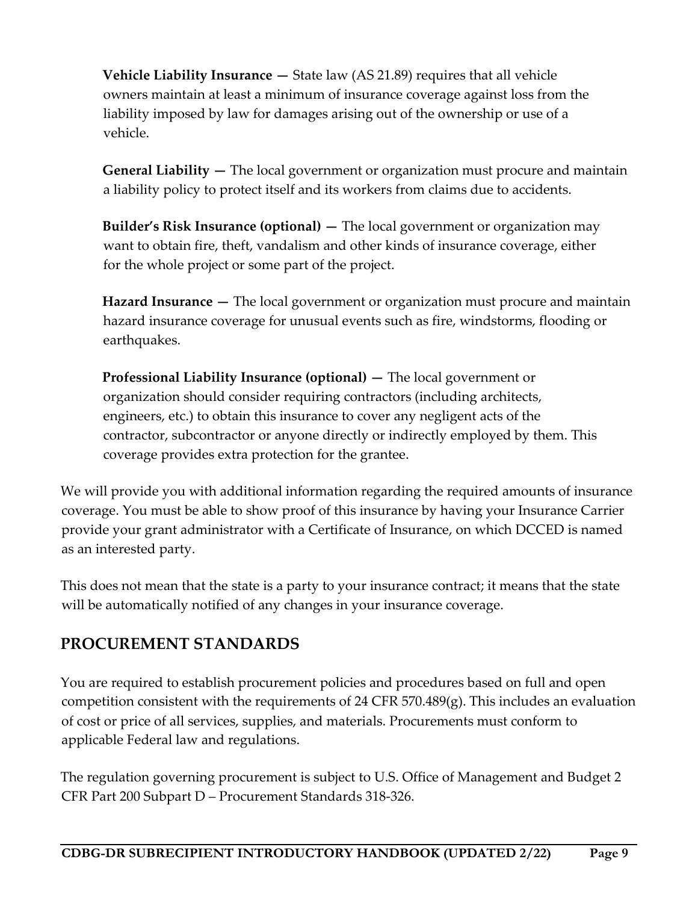**Vehicle Liability Insurance —** State law (AS 21.89) requires that all vehicle owners maintain at least a minimum of insurance coverage against loss from the liability imposed by law for damages arising out of the ownership or use of a vehicle.

**General Liability —** The local government or organization must procure and maintain a liability policy to protect itself and its workers from claims due to accidents.

**Builder's Risk Insurance (optional) —** The local government or organization may want to obtain fire, theft, vandalism and other kinds of insurance coverage, either for the whole project or some part of the project.

**Hazard Insurance —** The local government or organization must procure and maintain hazard insurance coverage for unusual events such as fire, windstorms, flooding or earthquakes.

**Professional Liability Insurance (optional) —** The local government or organization should consider requiring contractors (including architects, engineers, etc.) to obtain this insurance to cover any negligent acts of the contractor, subcontractor or anyone directly or indirectly employed by them. This coverage provides extra protection for the grantee.

We will provide you with additional information regarding the required amounts of insurance coverage. You must be able to show proof of this insurance by having your Insurance Carrier provide your grant administrator with a Certificate of Insurance, on which DCCED is named as an interested party.

This does not mean that the state is a party to your insurance contract; it means that the state will be automatically notified of any changes in your insurance coverage.

## PROCUREMENT STANDARDS

You are required to establish procurement policies and procedures based on full and open competition consistent with the requirements of 24 CFR 570.489(g). This includes an evaluation of cost or price of all services, supplies, and materials. Procurements must conform to applicable Federal law and regulations.

The regulation governing procurement is subject to U.S. Office of Management and Budget 2 CFR Part 200 Subpart D – Procurement Standards 318-326.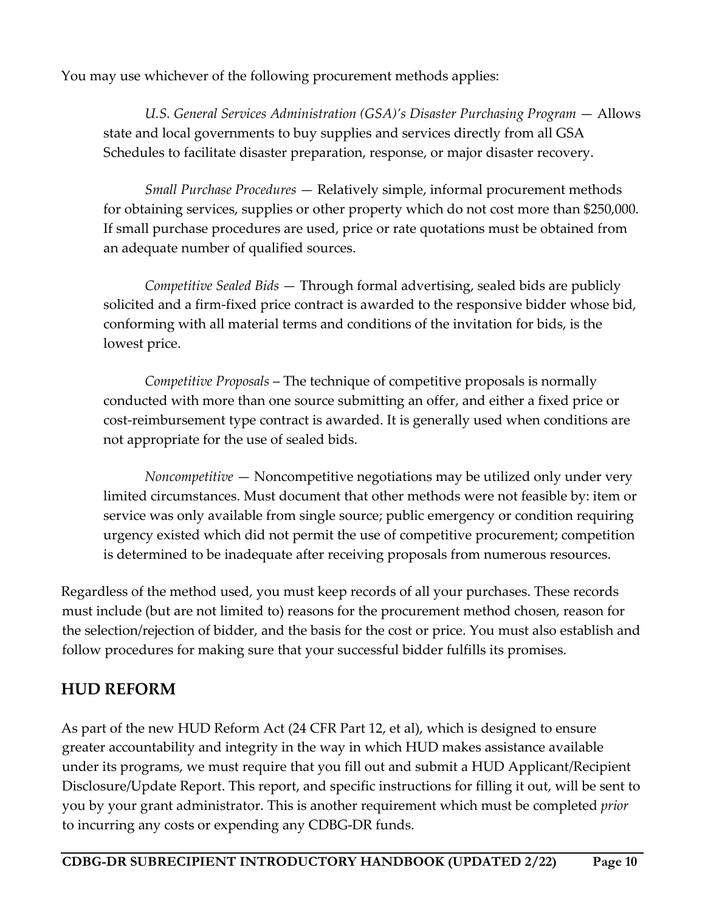You may use whichever of the following procurement methods applies:

*U.S. General Services Administration (GSA)'s Disaster Purchasing Program* — Allows state and local governments to buy supplies and services directly from all GSA Schedules to facilitate disaster preparation, response, or major disaster recovery.

*Small Purchase Procedures* — Relatively simple, informal procurement methods for obtaining services, supplies or other property which do not cost more than $250,000. If small purchase procedures are used, price or rate quotations must be obtained from an adequate number of qualified sources.

*Competitive Sealed Bids* — Through formal advertising, sealed bids are publicly solicited and a firm-fixed price contract is awarded to the responsive bidder whose bid, conforming with all material terms and conditions of the invitation for bids, is the lowest price.

*Competitive Proposals* – The technique of competitive proposals is normally conducted with more than one source submitting an offer, and either a fixed price or cost-reimbursement type contract is awarded. It is generally used when conditions are not appropriate for the use of sealed bids.

*Noncompetitive* — Noncompetitive negotiations may be utilized only under very limited circumstances. Must document that other methods were not feasible by: item or service was only available from single source; public emergency or condition requiring urgency existed which did not permit the use of competitive procurement; competition is determined to be inadequate after receiving proposals from numerous resources.

Regardless of the method used, you must keep records of all your purchases. These records must include (but are not limited to) reasons for the procurement method chosen, reason for the selection/rejection of bidder, and the basis for the cost or price. You must also establish and follow procedures for making sure that your successful bidder fulfills its promises.

## HUD REFORM

As part of the new HUD Reform Act (24 CFR Part 12, et al), which is designed to ensure greater accountability and integrity in the way in which HUD makes assistance available under its programs, we must require that you fill out and submit a HUD Applicant/Recipient Disclosure/Update Report. This report, and specific instructions for filling it out, will be sent to you by your grant administrator. This is another requirement which must be completed *prior* to incurring any costs or expending any CDBG-DR funds.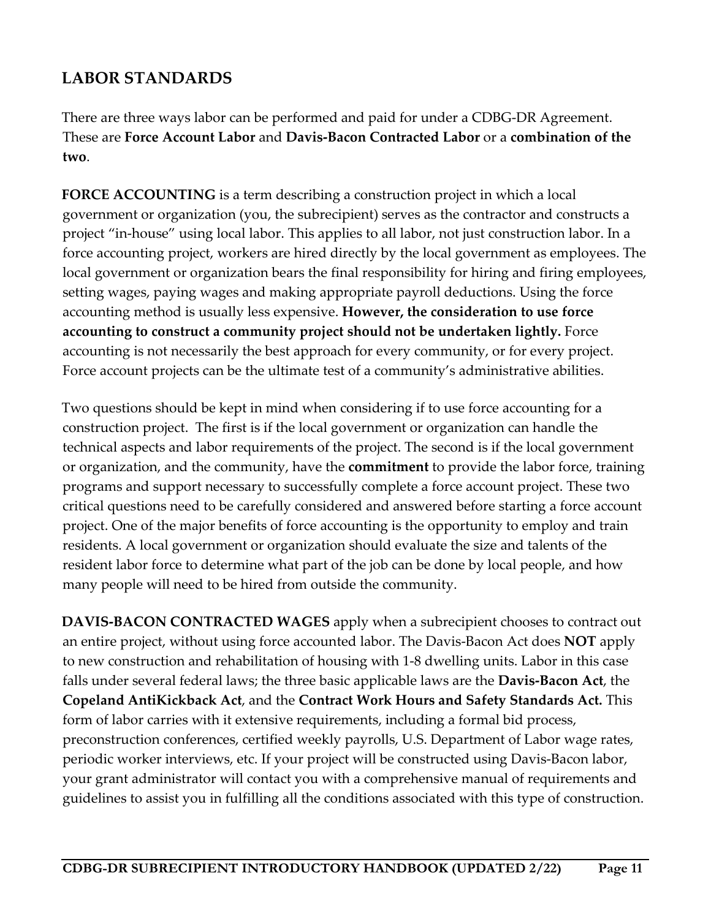## LABOR STANDARDS

There are three ways labor can be performed and paid for under a CDBG-DR Agreement. These are **Force Account Labor** and **Davis-Bacon Contracted Labor** or a **combination of the two**.

**FORCE ACCOUNTING** is a term describing a construction project in which a local government or organization (you, the subrecipient) serves as the contractor and constructs a project "in-house" using local labor. This applies to all labor, not just construction labor. In a force accounting project, workers are hired directly by the local government as employees. The local government or organization bears the final responsibility for hiring and firing employees, setting wages, paying wages and making appropriate payroll deductions. Using the force accounting method is usually less expensive. **However, the consideration to use force accounting to construct a community project should not be undertaken lightly.** Force accounting is not necessarily the best approach for every community, or for every project. Force account projects can be the ultimate test of a community's administrative abilities.

Two questions should be kept in mind when considering if to use force accounting for a construction project. The first is if the local government or organization can handle the technical aspects and labor requirements of the project. The second is if the local government or organization, and the community, have the **commitment** to provide the labor force, training programs and support necessary to successfully complete a force account project. These two critical questions need to be carefully considered and answered before starting a force account project. One of the major benefits of force accounting is the opportunity to employ and train residents. A local government or organization should evaluate the size and talents of the resident labor force to determine what part of the job can be done by local people, and how many people will need to be hired from outside the community.

**DAVIS-BACON CONTRACTED WAGES** apply when a subrecipient chooses to contract out an entire project, without using force accounted labor. The Davis-Bacon Act does **NOT** apply to new construction and rehabilitation of housing with 1-8 dwelling units. Labor in this case falls under several federal laws; the three basic applicable laws are the **Davis-Bacon Act**, the **Copeland AntiKickback Act**, and the **Contract Work Hours and Safety Standards Act.** This form of labor carries with it extensive requirements, including a formal bid process, preconstruction conferences, certified weekly payrolls, U.S. Department of Labor wage rates, periodic worker interviews, etc. If your project will be constructed using Davis-Bacon labor, your grant administrator will contact you with a comprehensive manual of requirements and guidelines to assist you in fulfilling all the conditions associated with this type of construction.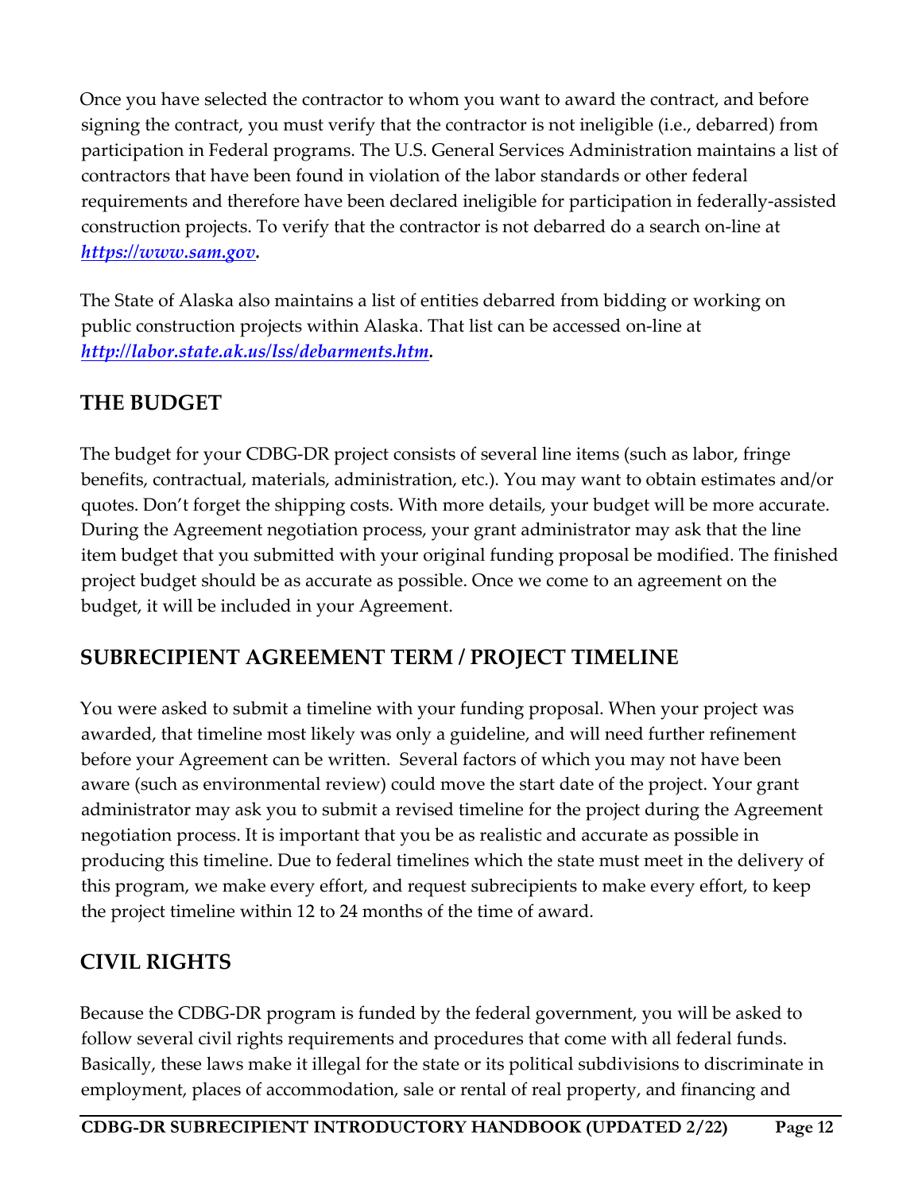Once you have selected the contractor to whom you want to award the contract, and before signing the contract, you must verify that the contractor is not ineligible (i.e., debarred) from participation in Federal programs. The U.S. General Services Administration maintains a list of contractors that have been found in violation of the labor standards or other federal requirements and therefore have been declared ineligible for participation in federally-assisted construction projects. To verify that the contractor is not debarred do a search on-line at ***https://www.sam.gov.***

The State of Alaska also maintains a list of entities debarred from bidding or working on public construction projects within Alaska. That list can be accessed on-line at ***http://labor.state.ak.us/lss/debarments.htm.***

## THE BUDGET

The budget for your CDBG-DR project consists of several line items (such as labor, fringe benefits, contractual, materials, administration, etc.). You may want to obtain estimates and/or quotes. Don't forget the shipping costs. With more details, your budget will be more accurate. During the Agreement negotiation process, your grant administrator may ask that the line item budget that you submitted with your original funding proposal be modified. The finished project budget should be as accurate as possible. Once we come to an agreement on the budget, it will be included in your Agreement.

## SUBRECIPIENT AGREEMENT TERM / PROJECT TIMELINE

You were asked to submit a timeline with your funding proposal. When your project was awarded, that timeline most likely was only a guideline, and will need further refinement before your Agreement can be written. Several factors of which you may not have been aware (such as environmental review) could move the start date of the project. Your grant administrator may ask you to submit a revised timeline for the project during the Agreement negotiation process. It is important that you be as realistic and accurate as possible in producing this timeline. Due to federal timelines which the state must meet in the delivery of this program, we make every effort, and request subrecipients to make every effort, to keep the project timeline within 12 to 24 months of the time of award.

## CIVIL RIGHTS

Because the CDBG-DR program is funded by the federal government, you will be asked to follow several civil rights requirements and procedures that come with all federal funds. Basically, these laws make it illegal for the state or its political subdivisions to discriminate in employment, places of accommodation, sale or rental of real property, and financing and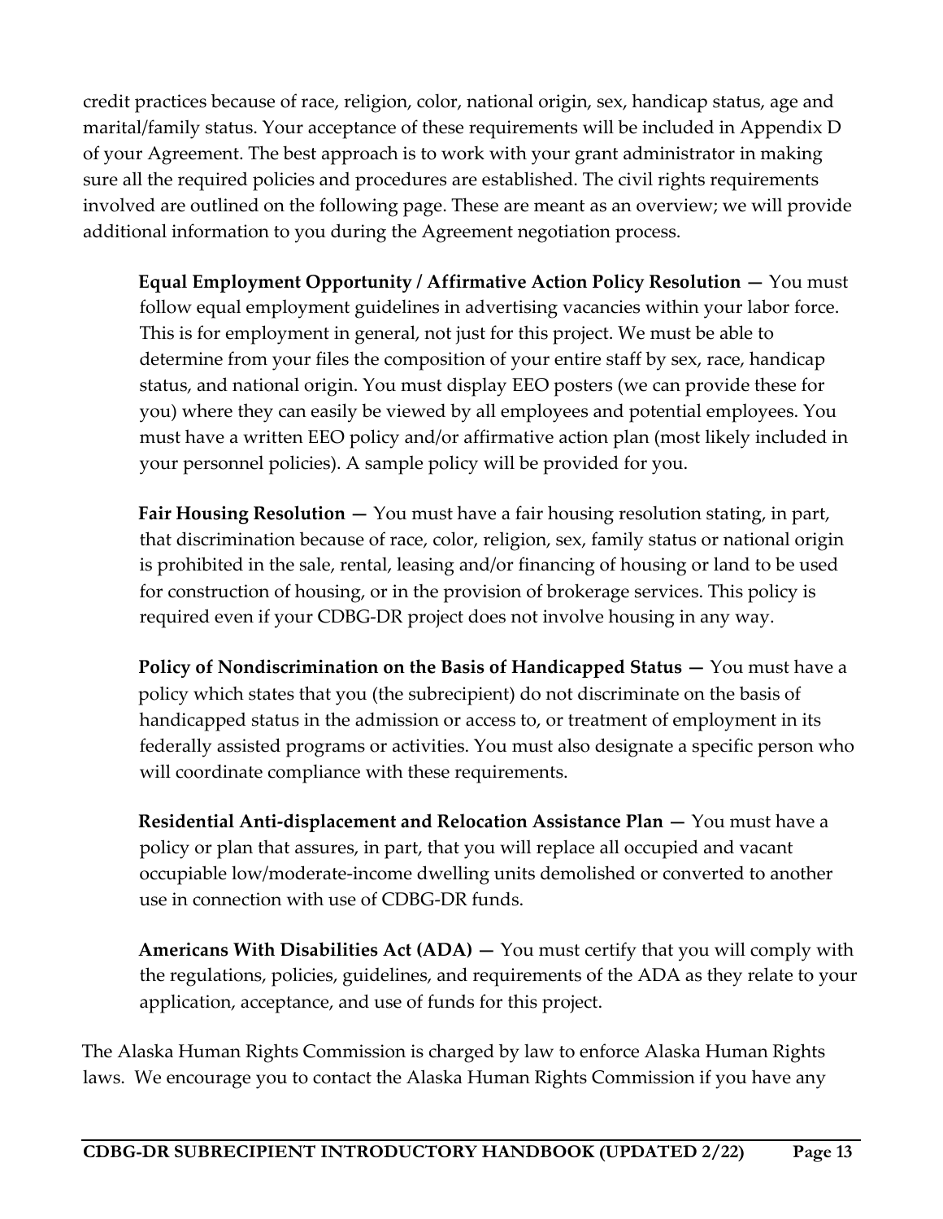credit practices because of race, religion, color, national origin, sex, handicap status, age and marital/family status. Your acceptance of these requirements will be included in Appendix D of your Agreement. The best approach is to work with your grant administrator in making sure all the required policies and procedures are established. The civil rights requirements involved are outlined on the following page. These are meant as an overview; we will provide additional information to you during the Agreement negotiation process.

**Equal Employment Opportunity / Affirmative Action Policy Resolution —** You must follow equal employment guidelines in advertising vacancies within your labor force. This is for employment in general, not just for this project. We must be able to determine from your files the composition of your entire staff by sex, race, handicap status, and national origin. You must display EEO posters (we can provide these for you) where they can easily be viewed by all employees and potential employees. You must have a written EEO policy and/or affirmative action plan (most likely included in your personnel policies). A sample policy will be provided for you.

**Fair Housing Resolution —** You must have a fair housing resolution stating, in part, that discrimination because of race, color, religion, sex, family status or national origin is prohibited in the sale, rental, leasing and/or financing of housing or land to be used for construction of housing, or in the provision of brokerage services. This policy is required even if your CDBG-DR project does not involve housing in any way.

**Policy of Nondiscrimination on the Basis of Handicapped Status —** You must have a policy which states that you (the subrecipient) do not discriminate on the basis of handicapped status in the admission or access to, or treatment of employment in its federally assisted programs or activities. You must also designate a specific person who will coordinate compliance with these requirements.

**Residential Anti-displacement and Relocation Assistance Plan —** You must have a policy or plan that assures, in part, that you will replace all occupied and vacant occupiable low/moderate-income dwelling units demolished or converted to another use in connection with use of CDBG-DR funds.

**Americans With Disabilities Act (ADA) —** You must certify that you will comply with the regulations, policies, guidelines, and requirements of the ADA as they relate to your application, acceptance, and use of funds for this project.

The Alaska Human Rights Commission is charged by law to enforce Alaska Human Rights laws. We encourage you to contact the Alaska Human Rights Commission if you have any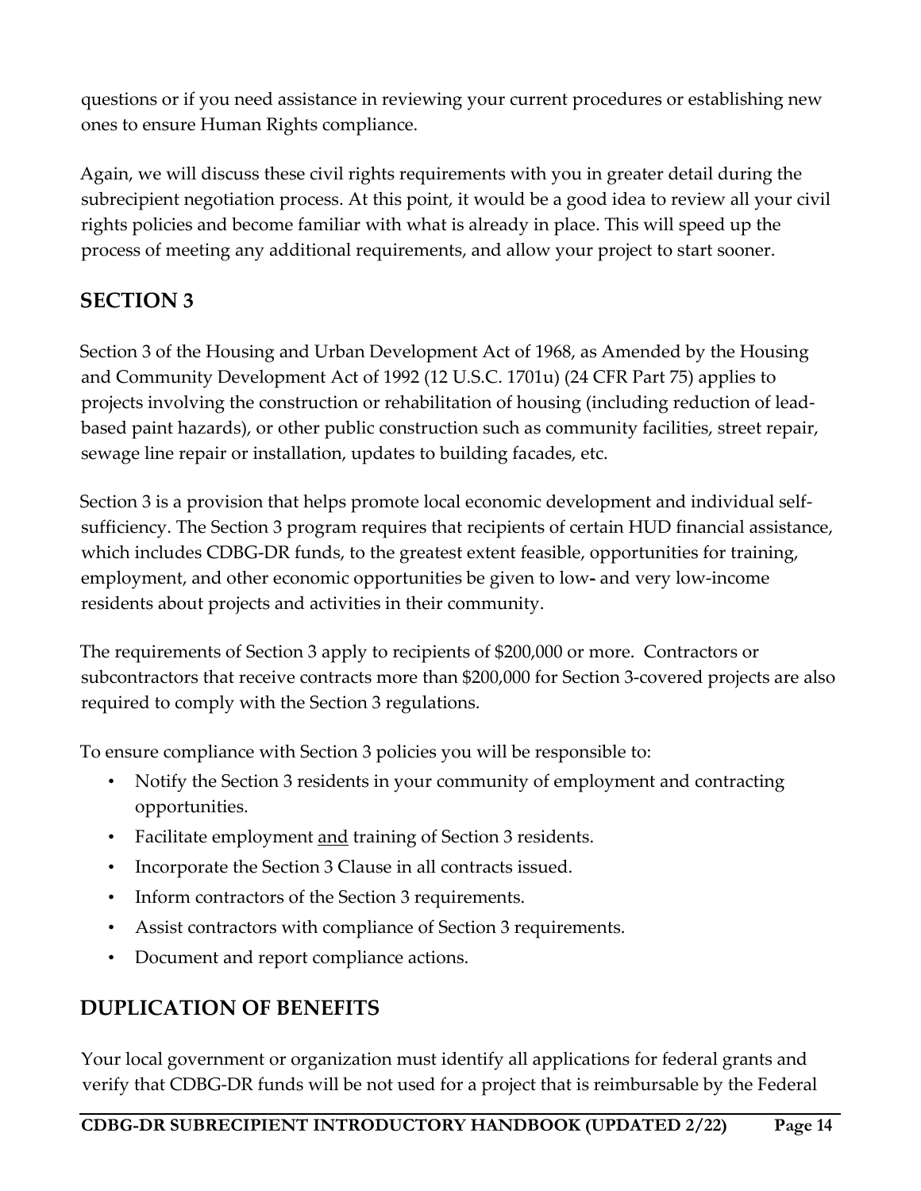questions or if you need assistance in reviewing your current procedures or establishing new ones to ensure Human Rights compliance.

Again, we will discuss these civil rights requirements with you in greater detail during the subrecipient negotiation process. At this point, it would be a good idea to review all your civil rights policies and become familiar with what is already in place. This will speed up the process of meeting any additional requirements, and allow your project to start sooner.

## SECTION 3

Section 3 of the Housing and Urban Development Act of 1968, as Amended by the Housing and Community Development Act of 1992 (12 U.S.C. 1701u) (24 CFR Part 75) applies to projects involving the construction or rehabilitation of housing (including reduction of lead-based paint hazards), or other public construction such as community facilities, street repair, sewage line repair or installation, updates to building facades, etc.

Section 3 is a provision that helps promote local economic development and individual self-sufficiency. The Section 3 program requires that recipients of certain HUD financial assistance, which includes CDBG-DR funds, to the greatest extent feasible, opportunities for training, employment, and other economic opportunities be given to low- and very low-income residents about projects and activities in their community.

The requirements of Section 3 apply to recipients of $200,000 or more. Contractors or subcontractors that receive contracts more than $200,000 for Section 3-covered projects are also required to comply with the Section 3 regulations.

To ensure compliance with Section 3 policies you will be responsible to:

- Notify the Section 3 residents in your community of employment and contracting opportunities.
- Facilitate employment <u>and</u> training of Section 3 residents.
- Incorporate the Section 3 Clause in all contracts issued.
- Inform contractors of the Section 3 requirements.
- Assist contractors with compliance of Section 3 requirements.
- Document and report compliance actions.

## DUPLICATION OF BENEFITS

Your local government or organization must identify all applications for federal grants and verify that CDBG-DR funds will be not used for a project that is reimbursable by the Federal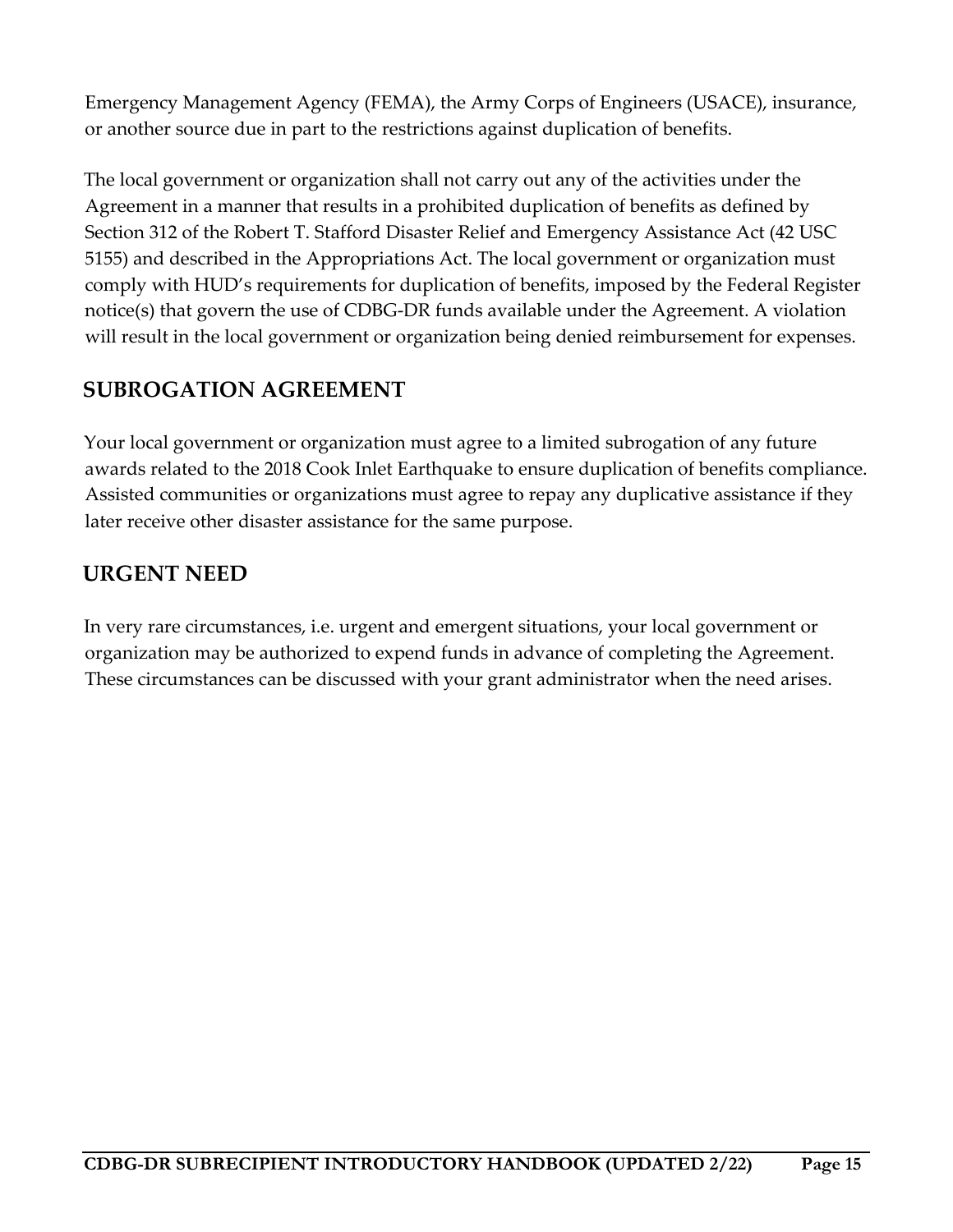Emergency Management Agency (FEMA), the Army Corps of Engineers (USACE), insurance, or another source due in part to the restrictions against duplication of benefits.

The local government or organization shall not carry out any of the activities under the Agreement in a manner that results in a prohibited duplication of benefits as defined by Section 312 of the Robert T. Stafford Disaster Relief and Emergency Assistance Act (42 USC 5155) and described in the Appropriations Act. The local government or organization must comply with HUD's requirements for duplication of benefits, imposed by the Federal Register notice(s) that govern the use of CDBG-DR funds available under the Agreement. A violation will result in the local government or organization being denied reimbursement for expenses.

## SUBROGATION AGREEMENT

Your local government or organization must agree to a limited subrogation of any future awards related to the 2018 Cook Inlet Earthquake to ensure duplication of benefits compliance. Assisted communities or organizations must agree to repay any duplicative assistance if they later receive other disaster assistance for the same purpose.

## URGENT NEED

In very rare circumstances, i.e. urgent and emergent situations, your local government or organization may be authorized to expend funds in advance of completing the Agreement. These circumstances can be discussed with your grant administrator when the need arises.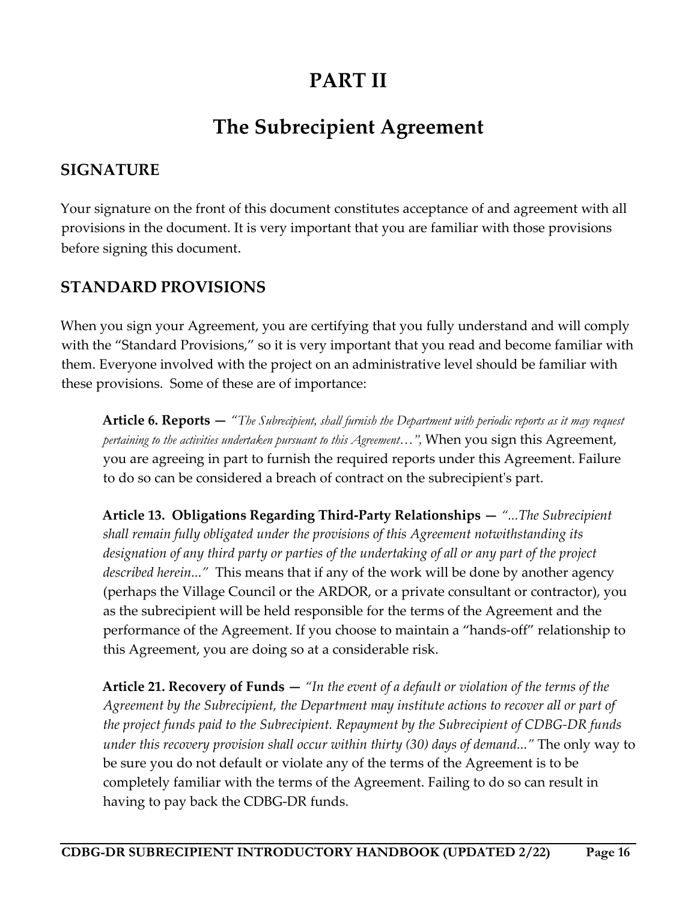# PART II

# The Subrecipient Agreement

## SIGNATURE

Your signature on the front of this document constitutes acceptance of and agreement with all provisions in the document. It is very important that you are familiar with those provisions before signing this document.

## STANDARD PROVISIONS

When you sign your Agreement, you are certifying that you fully understand and will comply with the "Standard Provisions," so it is very important that you read and become familiar with them. Everyone involved with the project on an administrative level should be familiar with these provisions. Some of these are of importance:

**Article 6. Reports —** *"The Subrecipient, shall furnish the Department with periodic reports as it may request pertaining to the activities undertaken pursuant to this Agreement…"*, When you sign this Agreement, you are agreeing in part to furnish the required reports under this Agreement. Failure to do so can be considered a breach of contract on the subrecipient's part.

**Article 13. Obligations Regarding Third-Party Relationships —** *"...The Subrecipient shall remain fully obligated under the provisions of this Agreement notwithstanding its designation of any third party or parties of the undertaking of all or any part of the project described herein..."* This means that if any of the work will be done by another agency (perhaps the Village Council or the ARDOR, or a private consultant or contractor), you as the subrecipient will be held responsible for the terms of the Agreement and the performance of the Agreement. If you choose to maintain a "hands-off" relationship to this Agreement, you are doing so at a considerable risk.

**Article 21. Recovery of Funds —** *"In the event of a default or violation of the terms of the Agreement by the Subrecipient, the Department may institute actions to recover all or part of the project funds paid to the Subrecipient. Repayment by the Subrecipient of CDBG-DR funds under this recovery provision shall occur within thirty (30) days of demand..."* The only way to be sure you do not default or violate any of the terms of the Agreement is to be completely familiar with the terms of the Agreement. Failing to do so can result in having to pay back the CDBG-DR funds.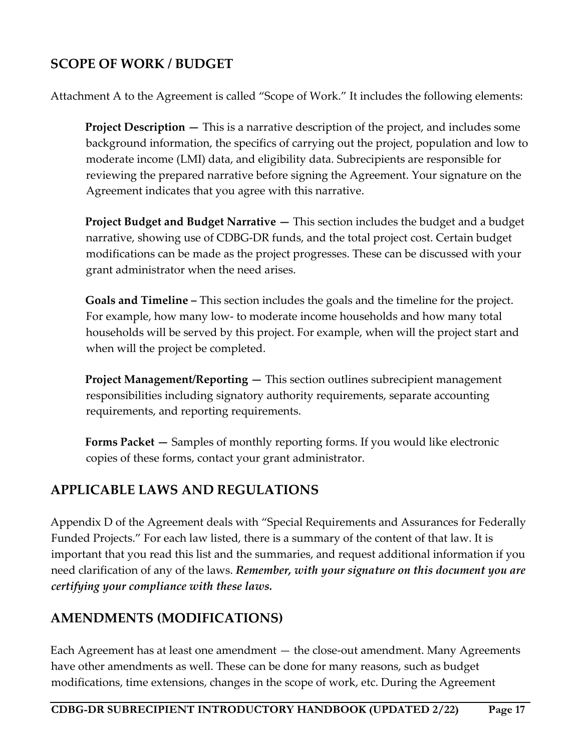## SCOPE OF WORK / BUDGET

Attachment A to the Agreement is called "Scope of Work." It includes the following elements:

**Project Description —** This is a narrative description of the project, and includes some background information, the specifics of carrying out the project, population and low to moderate income (LMI) data, and eligibility data. Subrecipients are responsible for reviewing the prepared narrative before signing the Agreement. Your signature on the Agreement indicates that you agree with this narrative.

**Project Budget and Budget Narrative —** This section includes the budget and a budget narrative, showing use of CDBG-DR funds, and the total project cost. Certain budget modifications can be made as the project progresses. These can be discussed with your grant administrator when the need arises.

**Goals and Timeline –** This section includes the goals and the timeline for the project. For example, how many low- to moderate income households and how many total households will be served by this project. For example, when will the project start and when will the project be completed.

**Project Management/Reporting —** This section outlines subrecipient management responsibilities including signatory authority requirements, separate accounting requirements, and reporting requirements.

**Forms Packet —** Samples of monthly reporting forms. If you would like electronic copies of these forms, contact your grant administrator.

## APPLICABLE LAWS AND REGULATIONS

Appendix D of the Agreement deals with "Special Requirements and Assurances for Federally Funded Projects." For each law listed, there is a summary of the content of that law. It is important that you read this list and the summaries, and request additional information if you need clarification of any of the laws. ***Remember, with your signature on this document you are certifying your compliance with these laws.***

## AMENDMENTS (MODIFICATIONS)

Each Agreement has at least one amendment — the close-out amendment. Many Agreements have other amendments as well. These can be done for many reasons, such as budget modifications, time extensions, changes in the scope of work, etc. During the Agreement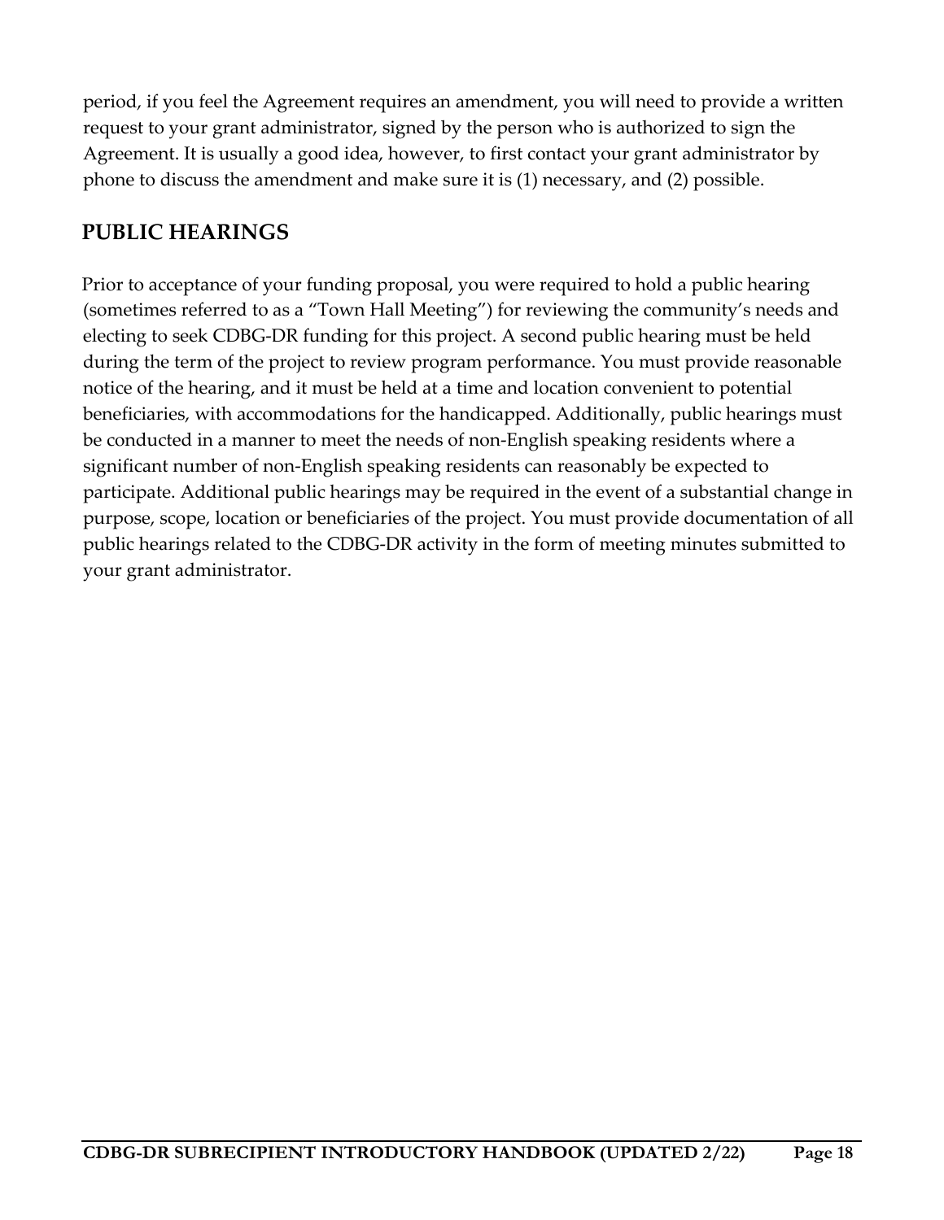period, if you feel the Agreement requires an amendment, you will need to provide a written request to your grant administrator, signed by the person who is authorized to sign the Agreement. It is usually a good idea, however, to first contact your grant administrator by phone to discuss the amendment and make sure it is (1) necessary, and (2) possible.

## PUBLIC HEARINGS

Prior to acceptance of your funding proposal, you were required to hold a public hearing (sometimes referred to as a "Town Hall Meeting") for reviewing the community's needs and electing to seek CDBG-DR funding for this project. A second public hearing must be held during the term of the project to review program performance. You must provide reasonable notice of the hearing, and it must be held at a time and location convenient to potential beneficiaries, with accommodations for the handicapped. Additionally, public hearings must be conducted in a manner to meet the needs of non-English speaking residents where a significant number of non-English speaking residents can reasonably be expected to participate. Additional public hearings may be required in the event of a substantial change in purpose, scope, location or beneficiaries of the project. You must provide documentation of all public hearings related to the CDBG-DR activity in the form of meeting minutes submitted to your grant administrator.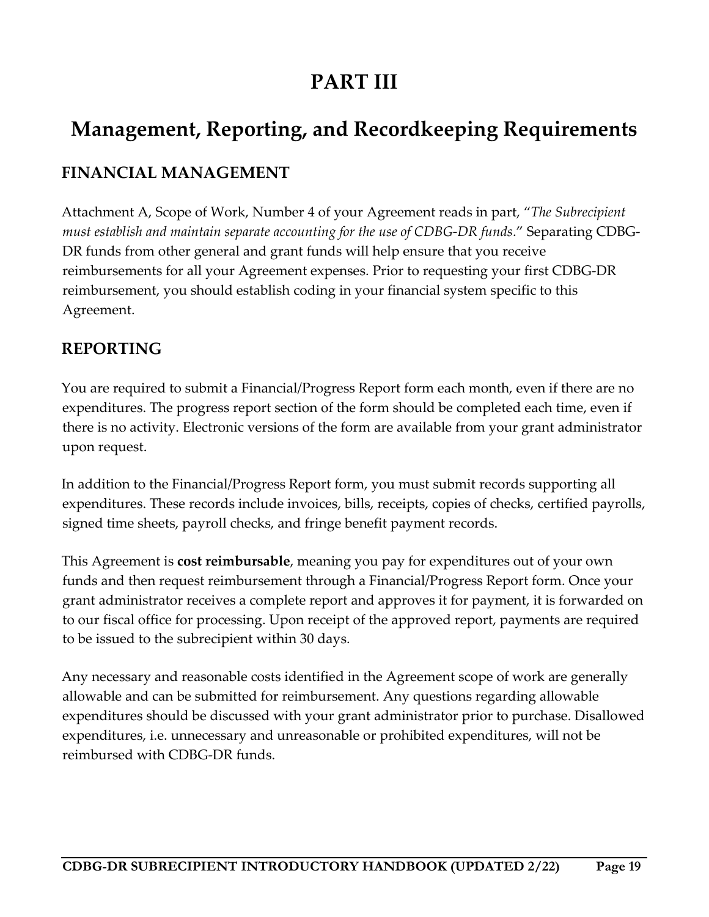# PART III

# Management, Reporting, and Recordkeeping Requirements

## FINANCIAL MANAGEMENT

Attachment A, Scope of Work, Number 4 of your Agreement reads in part, "*The Subrecipient must establish and maintain separate accounting for the use of CDBG-DR funds*." Separating CDBG-DR funds from other general and grant funds will help ensure that you receive reimbursements for all your Agreement expenses. Prior to requesting your first CDBG-DR reimbursement, you should establish coding in your financial system specific to this Agreement.

## REPORTING

You are required to submit a Financial/Progress Report form each month, even if there are no expenditures. The progress report section of the form should be completed each time, even if there is no activity. Electronic versions of the form are available from your grant administrator upon request.

In addition to the Financial/Progress Report form, you must submit records supporting all expenditures. These records include invoices, bills, receipts, copies of checks, certified payrolls, signed time sheets, payroll checks, and fringe benefit payment records.

This Agreement is **cost reimbursable**, meaning you pay for expenditures out of your own funds and then request reimbursement through a Financial/Progress Report form. Once your grant administrator receives a complete report and approves it for payment, it is forwarded on to our fiscal office for processing. Upon receipt of the approved report, payments are required to be issued to the subrecipient within 30 days.

Any necessary and reasonable costs identified in the Agreement scope of work are generally allowable and can be submitted for reimbursement. Any questions regarding allowable expenditures should be discussed with your grant administrator prior to purchase. Disallowed expenditures, i.e. unnecessary and unreasonable or prohibited expenditures, will not be reimbursed with CDBG-DR funds.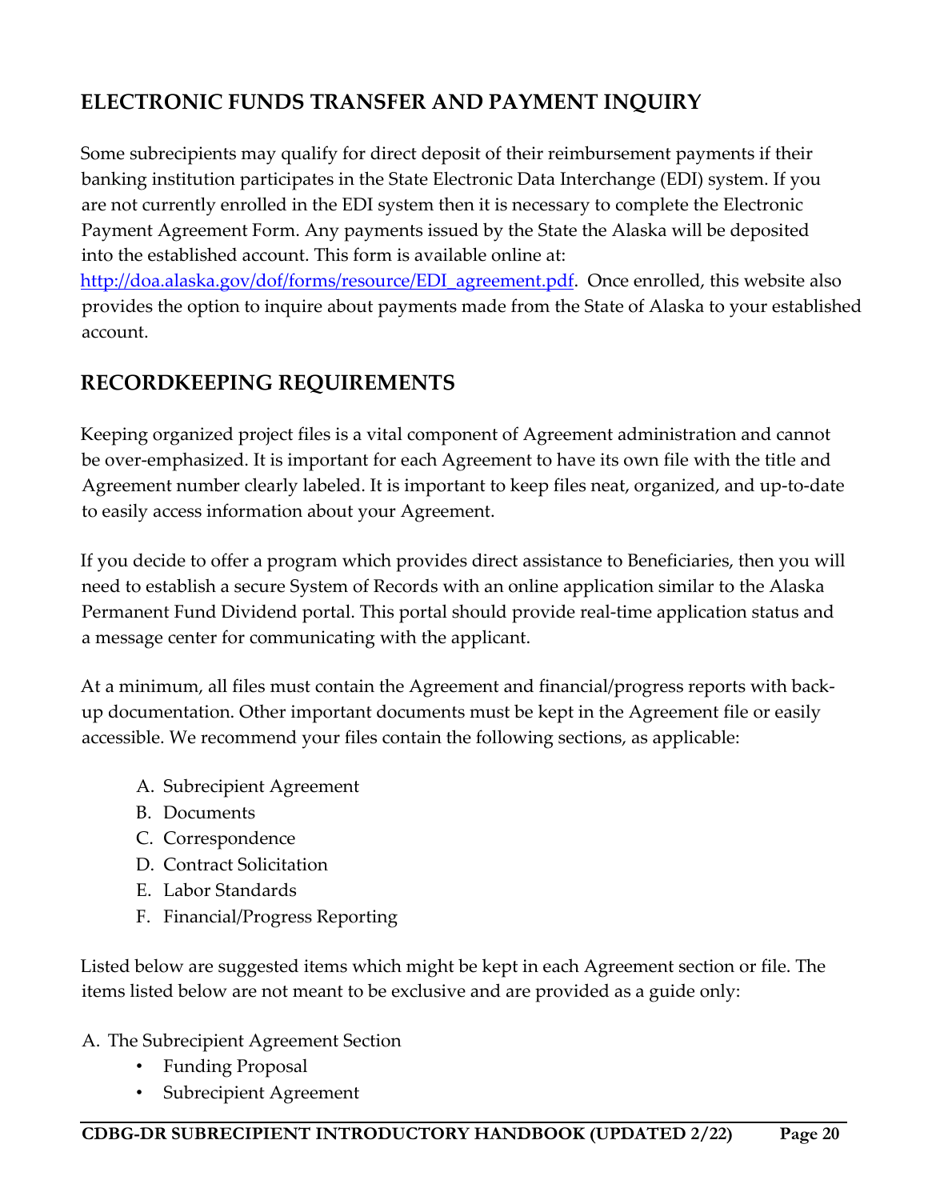## ELECTRONIC FUNDS TRANSFER AND PAYMENT INQUIRY

Some subrecipients may qualify for direct deposit of their reimbursement payments if their banking institution participates in the State Electronic Data Interchange (EDI) system. If you are not currently enrolled in the EDI system then it is necessary to complete the Electronic Payment Agreement Form. Any payments issued by the State the Alaska will be deposited into the established account. This form is available online at: http://doa.alaska.gov/dof/forms/resource/EDI_agreement.pdf. Once enrolled, this website also provides the option to inquire about payments made from the State of Alaska to your established account.

## RECORDKEEPING REQUIREMENTS

Keeping organized project files is a vital component of Agreement administration and cannot be over-emphasized. It is important for each Agreement to have its own file with the title and Agreement number clearly labeled. It is important to keep files neat, organized, and up-to-date to easily access information about your Agreement.

If you decide to offer a program which provides direct assistance to Beneficiaries, then you will need to establish a secure System of Records with an online application similar to the Alaska Permanent Fund Dividend portal. This portal should provide real-time application status and a message center for communicating with the applicant.

At a minimum, all files must contain the Agreement and financial/progress reports with back-up documentation. Other important documents must be kept in the Agreement file or easily accessible. We recommend your files contain the following sections, as applicable:

A. Subrecipient Agreement
B. Documents
C. Correspondence
D. Contract Solicitation
E. Labor Standards
F. Financial/Progress Reporting

Listed below are suggested items which might be kept in each Agreement section or file. The items listed below are not meant to be exclusive and are provided as a guide only:

A. The Subrecipient Agreement Section
- Funding Proposal
- Subrecipient Agreement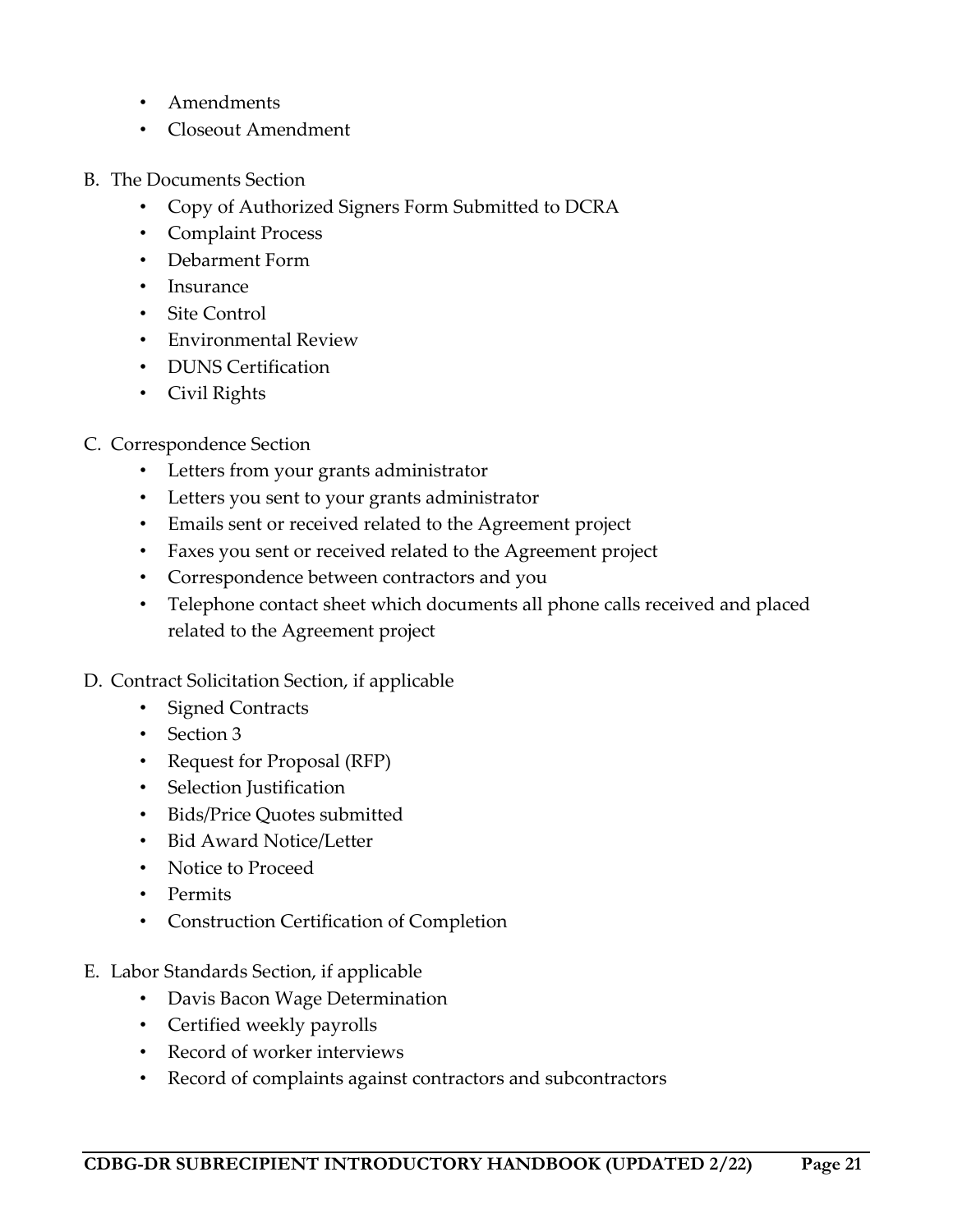- Amendments
- Closeout Amendment

B. The Documents Section
   - Copy of Authorized Signers Form Submitted to DCRA
   - Complaint Process
   - Debarment Form
   - Insurance
   - Site Control
   - Environmental Review
   - DUNS Certification
   - Civil Rights

C. Correspondence Section
   - Letters from your grants administrator
   - Letters you sent to your grants administrator
   - Emails sent or received related to the Agreement project
   - Faxes you sent or received related to the Agreement project
   - Correspondence between contractors and you
   - Telephone contact sheet which documents all phone calls received and placed related to the Agreement project

D. Contract Solicitation Section, if applicable
   - Signed Contracts
   - Section 3
   - Request for Proposal (RFP)
   - Selection Justification
   - Bids/Price Quotes submitted
   - Bid Award Notice/Letter
   - Notice to Proceed
   - Permits
   - Construction Certification of Completion

E. Labor Standards Section, if applicable
   - Davis Bacon Wage Determination
   - Certified weekly payrolls
   - Record of worker interviews
   - Record of complaints against contractors and subcontractors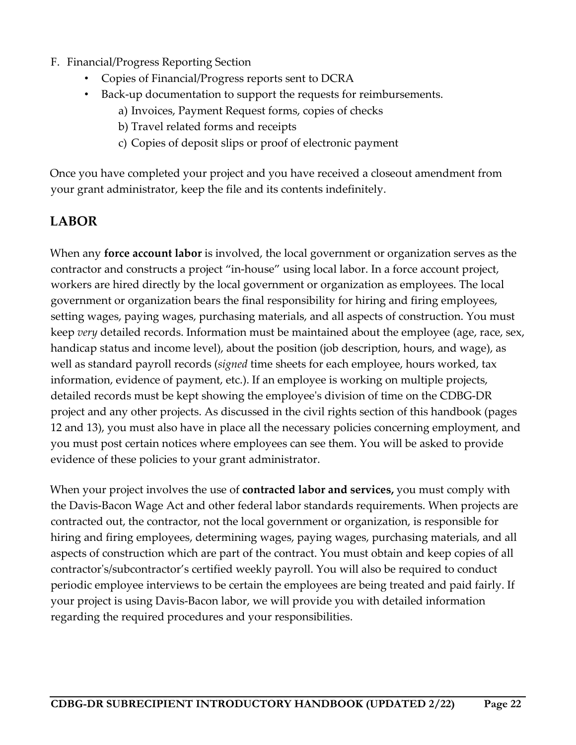F. Financial/Progress Reporting Section
   - Copies of Financial/Progress reports sent to DCRA
   - Back-up documentation to support the requests for reimbursements.
      a) Invoices, Payment Request forms, copies of checks
      b) Travel related forms and receipts
      c) Copies of deposit slips or proof of electronic payment

Once you have completed your project and you have received a closeout amendment from your grant administrator, keep the file and its contents indefinitely.

## LABOR

When any **force account labor** is involved, the local government or organization serves as the contractor and constructs a project "in-house" using local labor. In a force account project, workers are hired directly by the local government or organization as employees. The local government or organization bears the final responsibility for hiring and firing employees, setting wages, paying wages, purchasing materials, and all aspects of construction. You must keep *very* detailed records. Information must be maintained about the employee (age, race, sex, handicap status and income level), about the position (job description, hours, and wage), as well as standard payroll records (*signed* time sheets for each employee, hours worked, tax information, evidence of payment, etc.). If an employee is working on multiple projects, detailed records must be kept showing the employee's division of time on the CDBG-DR project and any other projects. As discussed in the civil rights section of this handbook (pages 12 and 13), you must also have in place all the necessary policies concerning employment, and you must post certain notices where employees can see them. You will be asked to provide evidence of these policies to your grant administrator.

When your project involves the use of **contracted labor and services,** you must comply with the Davis-Bacon Wage Act and other federal labor standards requirements. When projects are contracted out, the contractor, not the local government or organization, is responsible for hiring and firing employees, determining wages, paying wages, purchasing materials, and all aspects of construction which are part of the contract. You must obtain and keep copies of all contractor's/subcontractor's certified weekly payroll. You will also be required to conduct periodic employee interviews to be certain the employees are being treated and paid fairly. If your project is using Davis-Bacon labor, we will provide you with detailed information regarding the required procedures and your responsibilities.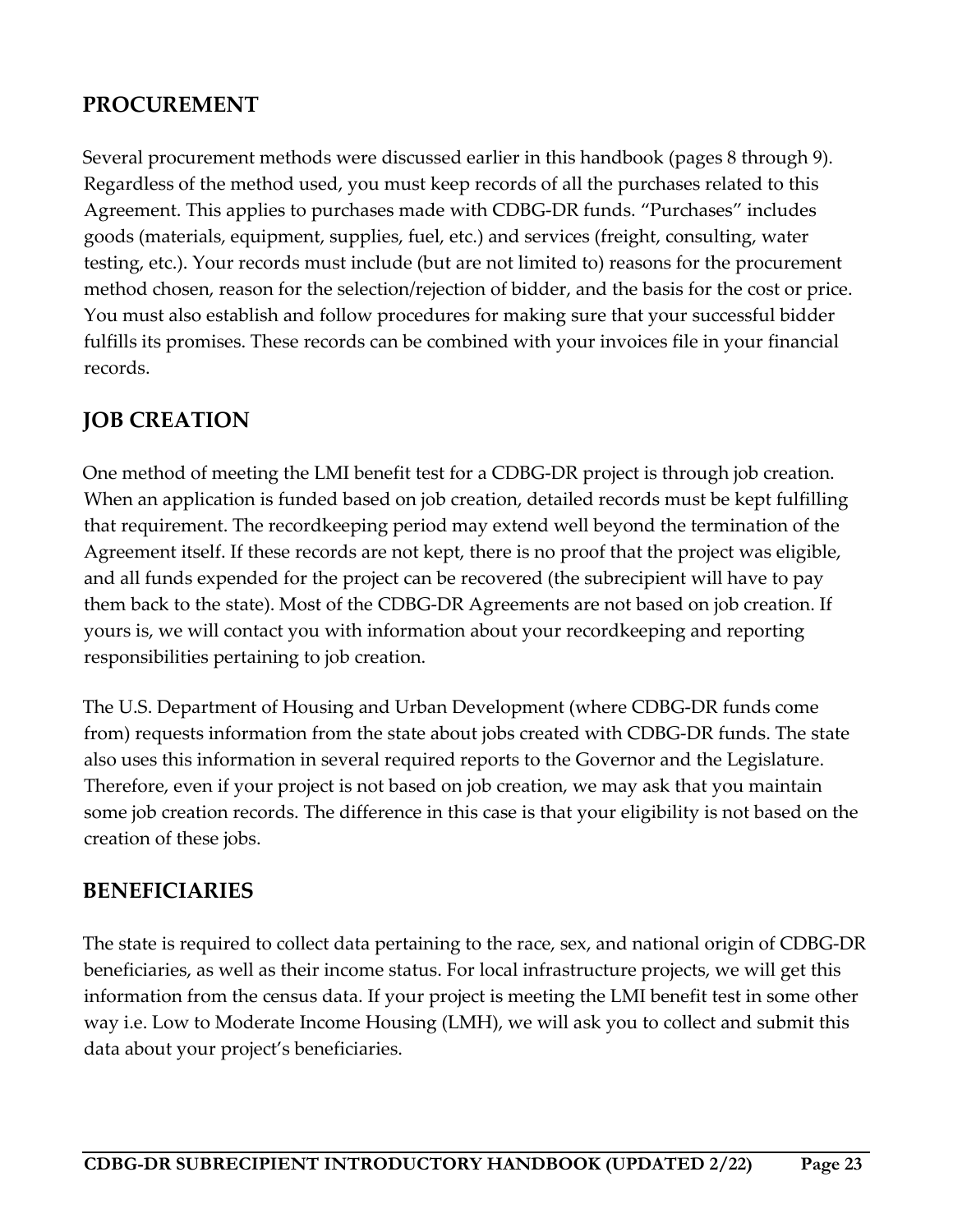## PROCUREMENT

Several procurement methods were discussed earlier in this handbook (pages 8 through 9). Regardless of the method used, you must keep records of all the purchases related to this Agreement. This applies to purchases made with CDBG-DR funds. "Purchases" includes goods (materials, equipment, supplies, fuel, etc.) and services (freight, consulting, water testing, etc.). Your records must include (but are not limited to) reasons for the procurement method chosen, reason for the selection/rejection of bidder, and the basis for the cost or price. You must also establish and follow procedures for making sure that your successful bidder fulfills its promises. These records can be combined with your invoices file in your financial records.

## JOB CREATION

One method of meeting the LMI benefit test for a CDBG-DR project is through job creation. When an application is funded based on job creation, detailed records must be kept fulfilling that requirement. The recordkeeping period may extend well beyond the termination of the Agreement itself. If these records are not kept, there is no proof that the project was eligible, and all funds expended for the project can be recovered (the subrecipient will have to pay them back to the state). Most of the CDBG-DR Agreements are not based on job creation. If yours is, we will contact you with information about your recordkeeping and reporting responsibilities pertaining to job creation.

The U.S. Department of Housing and Urban Development (where CDBG-DR funds come from) requests information from the state about jobs created with CDBG-DR funds. The state also uses this information in several required reports to the Governor and the Legislature. Therefore, even if your project is not based on job creation, we may ask that you maintain some job creation records. The difference in this case is that your eligibility is not based on the creation of these jobs.

## BENEFICIARIES

The state is required to collect data pertaining to the race, sex, and national origin of CDBG-DR beneficiaries, as well as their income status. For local infrastructure projects, we will get this information from the census data. If your project is meeting the LMI benefit test in some other way i.e. Low to Moderate Income Housing (LMH), we will ask you to collect and submit this data about your project's beneficiaries.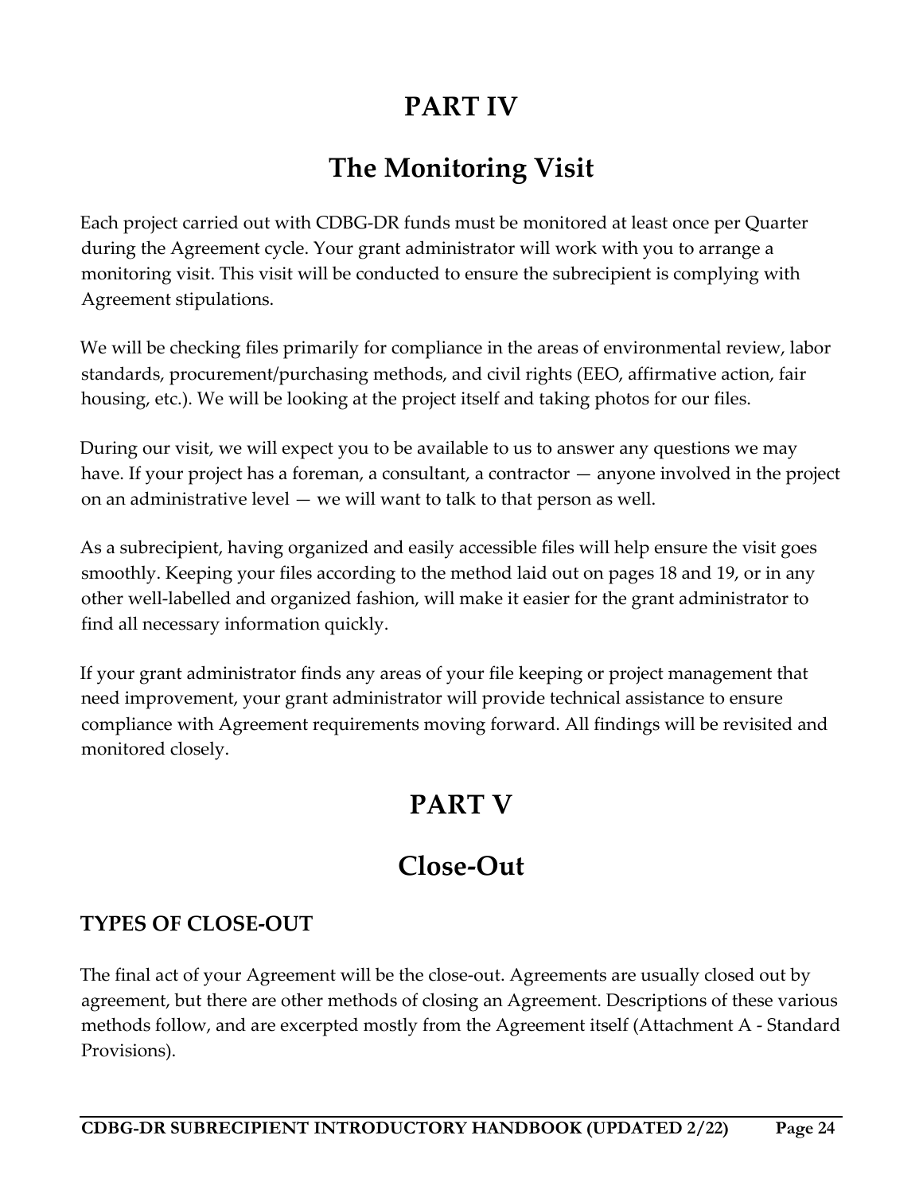# PART IV

# The Monitoring Visit

Each project carried out with CDBG-DR funds must be monitored at least once per Quarter during the Agreement cycle. Your grant administrator will work with you to arrange a monitoring visit. This visit will be conducted to ensure the subrecipient is complying with Agreement stipulations.

We will be checking files primarily for compliance in the areas of environmental review, labor standards, procurement/purchasing methods, and civil rights (EEO, affirmative action, fair housing, etc.). We will be looking at the project itself and taking photos for our files.

During our visit, we will expect you to be available to us to answer any questions we may have. If your project has a foreman, a consultant, a contractor — anyone involved in the project on an administrative level — we will want to talk to that person as well.

As a subrecipient, having organized and easily accessible files will help ensure the visit goes smoothly. Keeping your files according to the method laid out on pages 18 and 19, or in any other well-labelled and organized fashion, will make it easier for the grant administrator to find all necessary information quickly.

If your grant administrator finds any areas of your file keeping or project management that need improvement, your grant administrator will provide technical assistance to ensure compliance with Agreement requirements moving forward. All findings will be revisited and monitored closely.

# PART V

# Close-Out

### TYPES OF CLOSE-OUT

The final act of your Agreement will be the close-out. Agreements are usually closed out by agreement, but there are other methods of closing an Agreement. Descriptions of these various methods follow, and are excerpted mostly from the Agreement itself (Attachment A - Standard Provisions).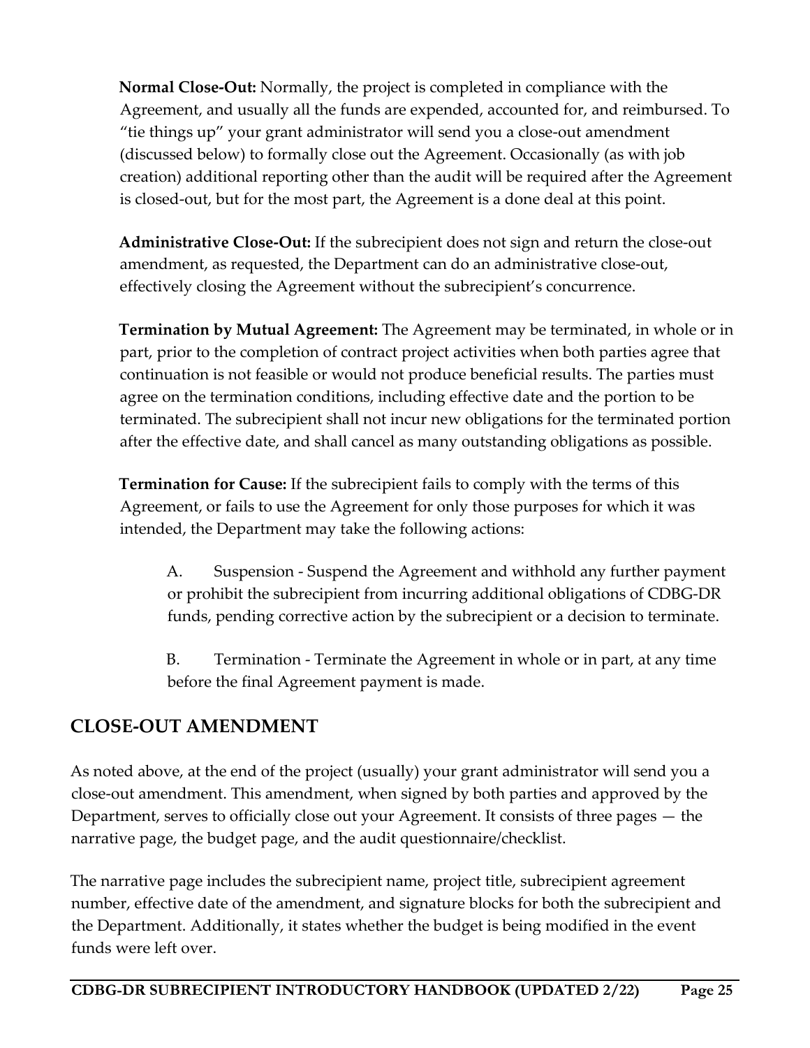**Normal Close-Out:** Normally, the project is completed in compliance with the Agreement, and usually all the funds are expended, accounted for, and reimbursed. To "tie things up" your grant administrator will send you a close-out amendment (discussed below) to formally close out the Agreement. Occasionally (as with job creation) additional reporting other than the audit will be required after the Agreement is closed-out, but for the most part, the Agreement is a done deal at this point.

**Administrative Close-Out:** If the subrecipient does not sign and return the close-out amendment, as requested, the Department can do an administrative close-out, effectively closing the Agreement without the subrecipient's concurrence.

**Termination by Mutual Agreement:** The Agreement may be terminated, in whole or in part, prior to the completion of contract project activities when both parties agree that continuation is not feasible or would not produce beneficial results. The parties must agree on the termination conditions, including effective date and the portion to be terminated. The subrecipient shall not incur new obligations for the terminated portion after the effective date, and shall cancel as many outstanding obligations as possible.

**Termination for Cause:** If the subrecipient fails to comply with the terms of this Agreement, or fails to use the Agreement for only those purposes for which it was intended, the Department may take the following actions:

A. Suspension - Suspend the Agreement and withhold any further payment or prohibit the subrecipient from incurring additional obligations of CDBG-DR funds, pending corrective action by the subrecipient or a decision to terminate.

B. Termination - Terminate the Agreement in whole or in part, at any time before the final Agreement payment is made.

## CLOSE-OUT AMENDMENT

As noted above, at the end of the project (usually) your grant administrator will send you a close-out amendment. This amendment, when signed by both parties and approved by the Department, serves to officially close out your Agreement. It consists of three pages — the narrative page, the budget page, and the audit questionnaire/checklist.

The narrative page includes the subrecipient name, project title, subrecipient agreement number, effective date of the amendment, and signature blocks for both the subrecipient and the Department. Additionally, it states whether the budget is being modified in the event funds were left over.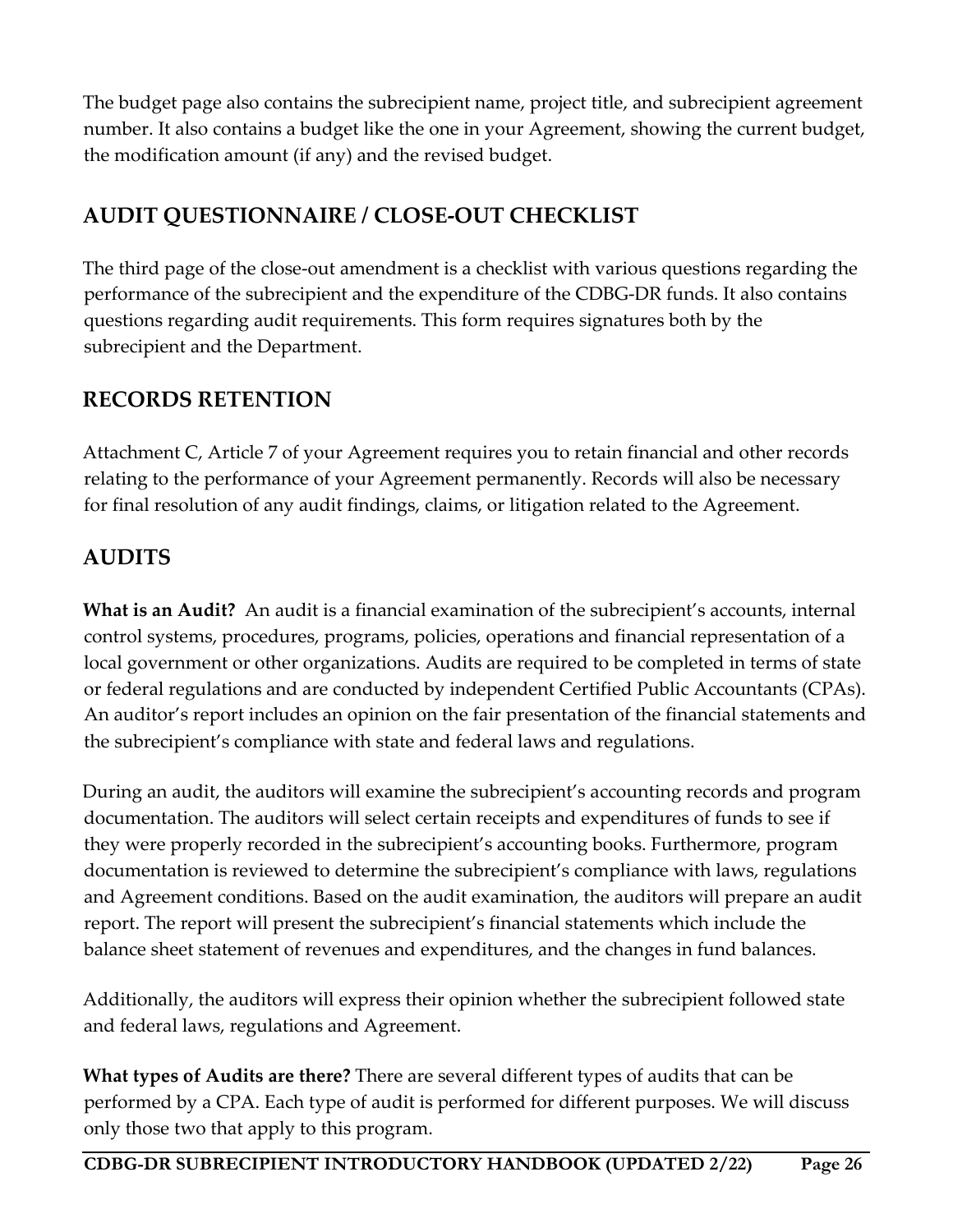The budget page also contains the subrecipient name, project title, and subrecipient agreement number. It also contains a budget like the one in your Agreement, showing the current budget, the modification amount (if any) and the revised budget.

## AUDIT QUESTIONNAIRE / CLOSE-OUT CHECKLIST

The third page of the close-out amendment is a checklist with various questions regarding the performance of the subrecipient and the expenditure of the CDBG-DR funds. It also contains questions regarding audit requirements. This form requires signatures both by the subrecipient and the Department.

## RECORDS RETENTION

Attachment C, Article 7 of your Agreement requires you to retain financial and other records relating to the performance of your Agreement permanently. Records will also be necessary for final resolution of any audit findings, claims, or litigation related to the Agreement.

## AUDITS

**What is an Audit?** An audit is a financial examination of the subrecipient's accounts, internal control systems, procedures, programs, policies, operations and financial representation of a local government or other organizations. Audits are required to be completed in terms of state or federal regulations and are conducted by independent Certified Public Accountants (CPAs). An auditor's report includes an opinion on the fair presentation of the financial statements and the subrecipient's compliance with state and federal laws and regulations.

During an audit, the auditors will examine the subrecipient's accounting records and program documentation. The auditors will select certain receipts and expenditures of funds to see if they were properly recorded in the subrecipient's accounting books. Furthermore, program documentation is reviewed to determine the subrecipient's compliance with laws, regulations and Agreement conditions. Based on the audit examination, the auditors will prepare an audit report. The report will present the subrecipient's financial statements which include the balance sheet statement of revenues and expenditures, and the changes in fund balances.

Additionally, the auditors will express their opinion whether the subrecipient followed state and federal laws, regulations and Agreement.

**What types of Audits are there?** There are several different types of audits that can be performed by a CPA. Each type of audit is performed for different purposes. We will discuss only those two that apply to this program.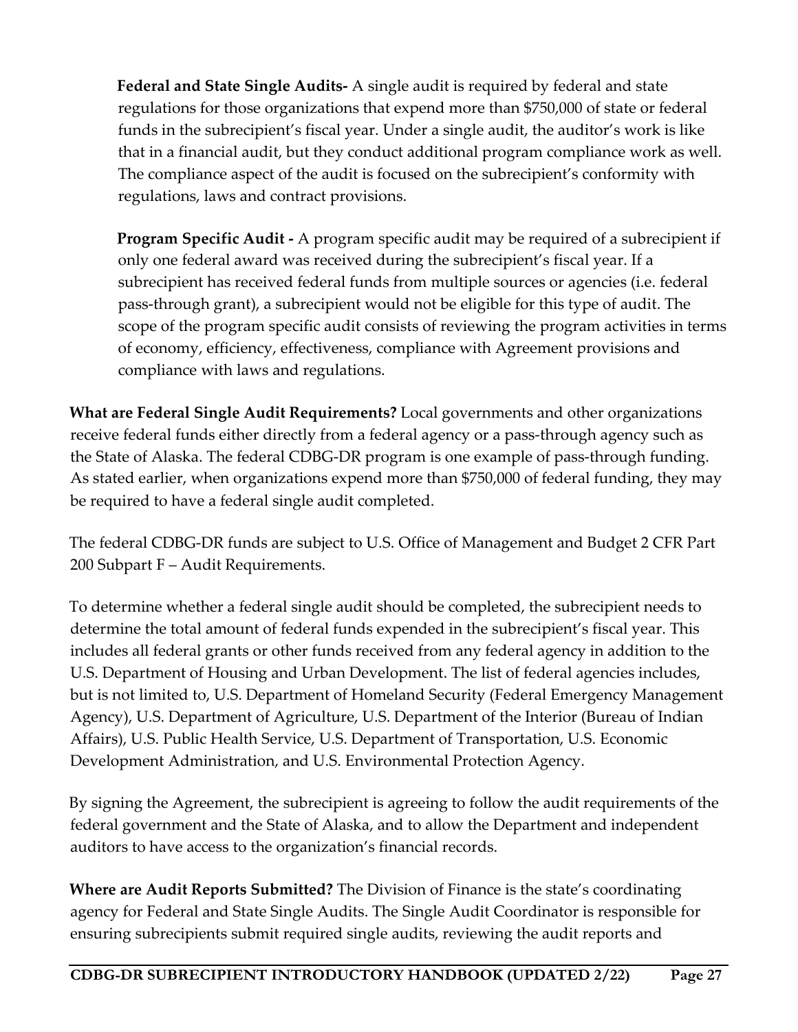**Federal and State Single Audits-** A single audit is required by federal and state regulations for those organizations that expend more than $750,000 of state or federal funds in the subrecipient's fiscal year. Under a single audit, the auditor's work is like that in a financial audit, but they conduct additional program compliance work as well. The compliance aspect of the audit is focused on the subrecipient's conformity with regulations, laws and contract provisions.

**Program Specific Audit -** A program specific audit may be required of a subrecipient if only one federal award was received during the subrecipient's fiscal year. If a subrecipient has received federal funds from multiple sources or agencies (i.e. federal pass-through grant), a subrecipient would not be eligible for this type of audit. The scope of the program specific audit consists of reviewing the program activities in terms of economy, efficiency, effectiveness, compliance with Agreement provisions and compliance with laws and regulations.

**What are Federal Single Audit Requirements?** Local governments and other organizations receive federal funds either directly from a federal agency or a pass-through agency such as the State of Alaska. The federal CDBG-DR program is one example of pass-through funding. As stated earlier, when organizations expend more than $750,000 of federal funding, they may be required to have a federal single audit completed.

The federal CDBG-DR funds are subject to U.S. Office of Management and Budget 2 CFR Part 200 Subpart F – Audit Requirements.

To determine whether a federal single audit should be completed, the subrecipient needs to determine the total amount of federal funds expended in the subrecipient's fiscal year. This includes all federal grants or other funds received from any federal agency in addition to the U.S. Department of Housing and Urban Development. The list of federal agencies includes, but is not limited to, U.S. Department of Homeland Security (Federal Emergency Management Agency), U.S. Department of Agriculture, U.S. Department of the Interior (Bureau of Indian Affairs), U.S. Public Health Service, U.S. Department of Transportation, U.S. Economic Development Administration, and U.S. Environmental Protection Agency.

By signing the Agreement, the subrecipient is agreeing to follow the audit requirements of the federal government and the State of Alaska, and to allow the Department and independent auditors to have access to the organization's financial records.

**Where are Audit Reports Submitted?** The Division of Finance is the state's coordinating agency for Federal and State Single Audits. The Single Audit Coordinator is responsible for ensuring subrecipients submit required single audits, reviewing the audit reports and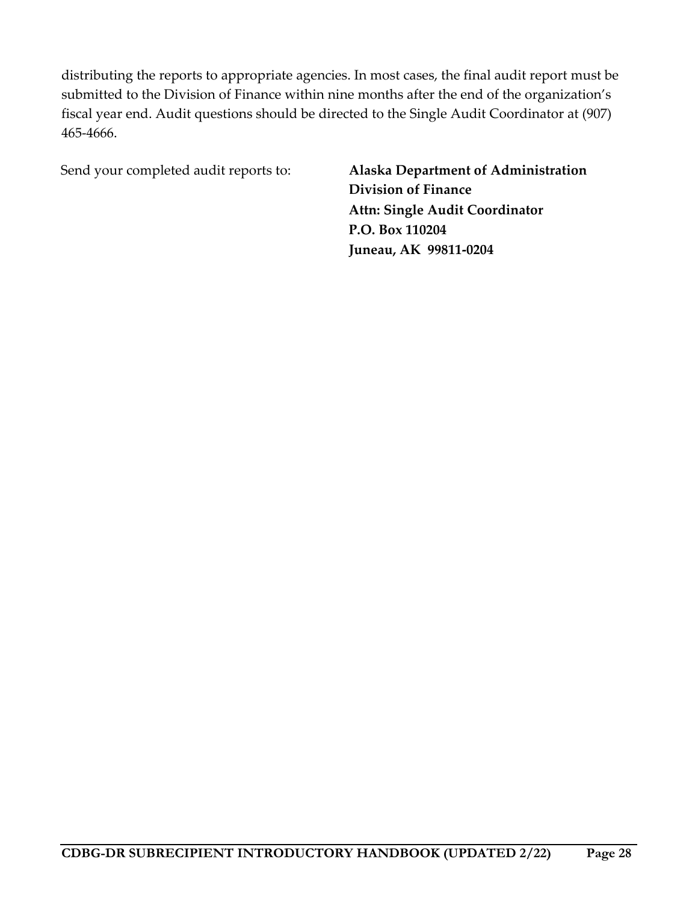distributing the reports to appropriate agencies. In most cases, the final audit report must be submitted to the Division of Finance within nine months after the end of the organization's fiscal year end. Audit questions should be directed to the Single Audit Coordinator at (907) 465-4666.

Send your completed audit reports to:

**Alaska Department of Administration**
**Division of Finance**
**Attn: Single Audit Coordinator**
**P.O. Box 110204**
**Juneau, AK 99811-0204**